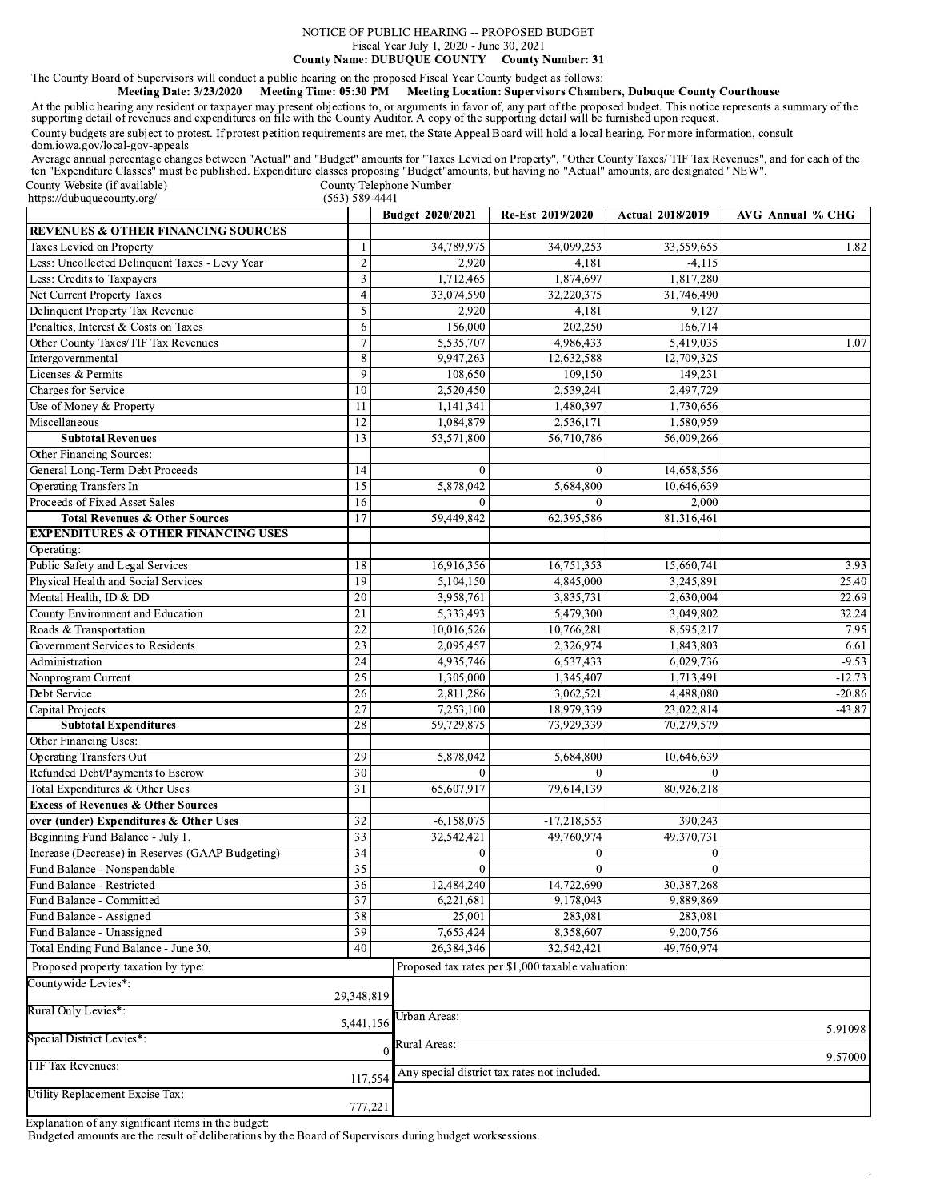# NOTICE OF PUBLIC HEARING -- PROPOSED BUDGET

Fiscal Year July 1, 2020 - June 30, 2021

**County Name: DUBUQUE COUNTY County Number: 31**

The County Board of Supervisors will conduct a public hearing on the proposed Fiscal Year County budget as follows:

**Meeting Date: 3/23/2020 Meeting Time: 05:30 PM Meeting Location: Supervisors Chambers, Dubuque County Courthouse**

At the public hearing any resident or taxpayer may present objections to, or arguments in favor of, any part of the proposed budget. This notice represents a summary of the supporting detail of revenues and expenditures on file with the County Auditor. A copy of the supporting detail will be furnished upon request.

County budgets are subject to protest. If protest petition requirements are met, the State Appeal Board will hold a local hearing. For more information, consult dom.iowa.gov/local-gov-appeals

Average annual percentage changes between "Actual" and "Budget" amounts for "Taxes Levied on Property", "Other County Taxes/ TIF Tax Revenues", and for each of the ten "Expenditure Classes" must be published. Expenditure classes proposing "Budget"amounts, but having no "Actual" amounts, are designated "NEW".

County Website (if available) https://dubuquecounty.org/

County Telephone Number (563) 589-4441

| | | Budget 2020/2021 | Re-Est 2019/2020 | Actual 2018/2019 | AVG Annual % CHG |
|---|---|---|---|---|---|
| **REVENUES & OTHER FINANCING SOURCES** | | | | | |
| Taxes Levied on Property | 1 | 34,789,975 | 34,099,253 | 33,559,655 | 1.82 |
| Less: Uncollected Delinquent Taxes - Levy Year | 2 | 2,920 | 4,181 | -4,115 | |
| Less: Credits to Taxpayers | 3 | 1,712,465 | 1,874,697 | 1,817,280 | |
| Net Current Property Taxes | 4 | 33,074,590 | 32,220,375 | 31,746,490 | |
| Delinquent Property Tax Revenue | 5 | 2,920 | 4,181 | 9,127 | |
| Penalties, Interest & Costs on Taxes | 6 | 156,000 | 202,250 | 166,714 | |
| Other County Taxes/TIF Tax Revenues | 7 | 5,535,707 | 4,986,433 | 5,419,035 | 1.07 |
| Intergovernmental | 8 | 9,947,263 | 12,632,588 | 12,709,325 | |
| Licenses & Permits | 9 | 108,650 | 109,150 | 149,231 | |
| Charges for Service | 10 | 2,520,450 | 2,539,241 | 2,497,729 | |
| Use of Money & Property | 11 | 1,141,341 | 1,480,397 | 1,730,656 | |
| Miscellaneous | 12 | 1,084,879 | 2,536,171 | 1,580,959 | |
| **Subtotal Revenues** | 13 | 53,571,800 | 56,710,786 | 56,009,266 | |
| Other Financing Sources: | | | | | |
| General Long-Term Debt Proceeds | 14 | 0 | 0 | 14,658,556 | |
| Operating Transfers In | 15 | 5,878,042 | 5,684,800 | 10,646,639 | |
| Proceeds of Fixed Asset Sales | 16 | 0 | 0 | 2,000 | |
| **Total Revenues & Other Sources** | 17 | 59,449,842 | 62,395,586 | 81,316,461 | |
| **EXPENDITURES & OTHER FINANCING USES** | | | | | |
| Operating: | | | | | |
| Public Safety and Legal Services | 18 | 16,916,356 | 16,751,353 | 15,660,741 | 3.93 |
| Physical Health and Social Services | 19 | 5,104,150 | 4,845,000 | 3,245,891 | 25.40 |
| Mental Health, ID & DD | 20 | 3,958,761 | 3,835,731 | 2,630,004 | 22.69 |
| County Environment and Education | 21 | 5,333,493 | 5,479,300 | 3,049,802 | 32.24 |
| Roads & Transportation | 22 | 10,016,526 | 10,766,281 | 8,595,217 | 7.95 |
| Government Services to Residents | 23 | 2,095,457 | 2,326,974 | 1,843,803 | 6.61 |
| Administration | 24 | 4,935,746 | 6,537,433 | 6,029,736 | -9.53 |
| Nonprogram Current | 25 | 1,305,000 | 1,345,407 | 1,713,491 | -12.73 |
| Debt Service | 26 | 2,811,286 | 3,062,521 | 4,488,080 | -20.86 |
| Capital Projects | 27 | 7,253,100 | 18,979,339 | 23,022,814 | -43.87 |
| **Subtotal Expenditures** | 28 | 59,729,875 | 73,929,339 | 70,279,579 | |
| Other Financing Uses: | | | | | |
| Operating Transfers Out | 29 | 5,878,042 | 5,684,800 | 10,646,639 | |
| Refunded Debt/Payments to Escrow | 30 | 0 | 0 | 0 | |
| Total Expenditures & Other Uses | 31 | 65,607,917 | 79,614,139 | 80,926,218 | |
| **Excess of Revenues & Other Sources over (under) Expenditures & Other Uses** | 32 | -6,158,075 | -17,218,553 | 390,243 | |
| Beginning Fund Balance - July 1, | 33 | 32,542,421 | 49,760,974 | 49,370,731 | |
| Increase (Decrease) in Reserves (GAAP Budgeting) | 34 | 0 | 0 | 0 | |
| Fund Balance - Nonspendable | 35 | 0 | 0 | 0 | |
| Fund Balance - Restricted | 36 | 12,484,240 | 14,722,690 | 30,387,268 | |
| Fund Balance - Committed | 37 | 6,221,681 | 9,178,043 | 9,889,869 | |
| Fund Balance - Assigned | 38 | 25,001 | 283,081 | 283,081 | |
| Fund Balance - Unassigned | 39 | 7,653,424 | 8,358,607 | 9,200,756 | |
| Total Ending Fund Balance - June 30, | 40 | 26,384,346 | 32,542,421 | 49,760,974 | |

| Proposed property taxation by type: | | Proposed tax rates per $1,000 taxable valuation: | |
|---|---|---|---|
| Countywide Levies*: | 29,348,819 | | |
| Rural Only Levies*: | 5,441,156 | Urban Areas: | 5.91098 |
| Special District Levies*: | 0 | Rural Areas: | 9.57000 |
| TIF Tax Revenues: | 117,554 | Any special district tax rates not included. | |
| Utility Replacement Excise Tax: | 777,221 | | |

Explanation of any significant items in the budget:

Budgeted amounts are the result of deliberations by the Board of Supervisors during budget worksessions.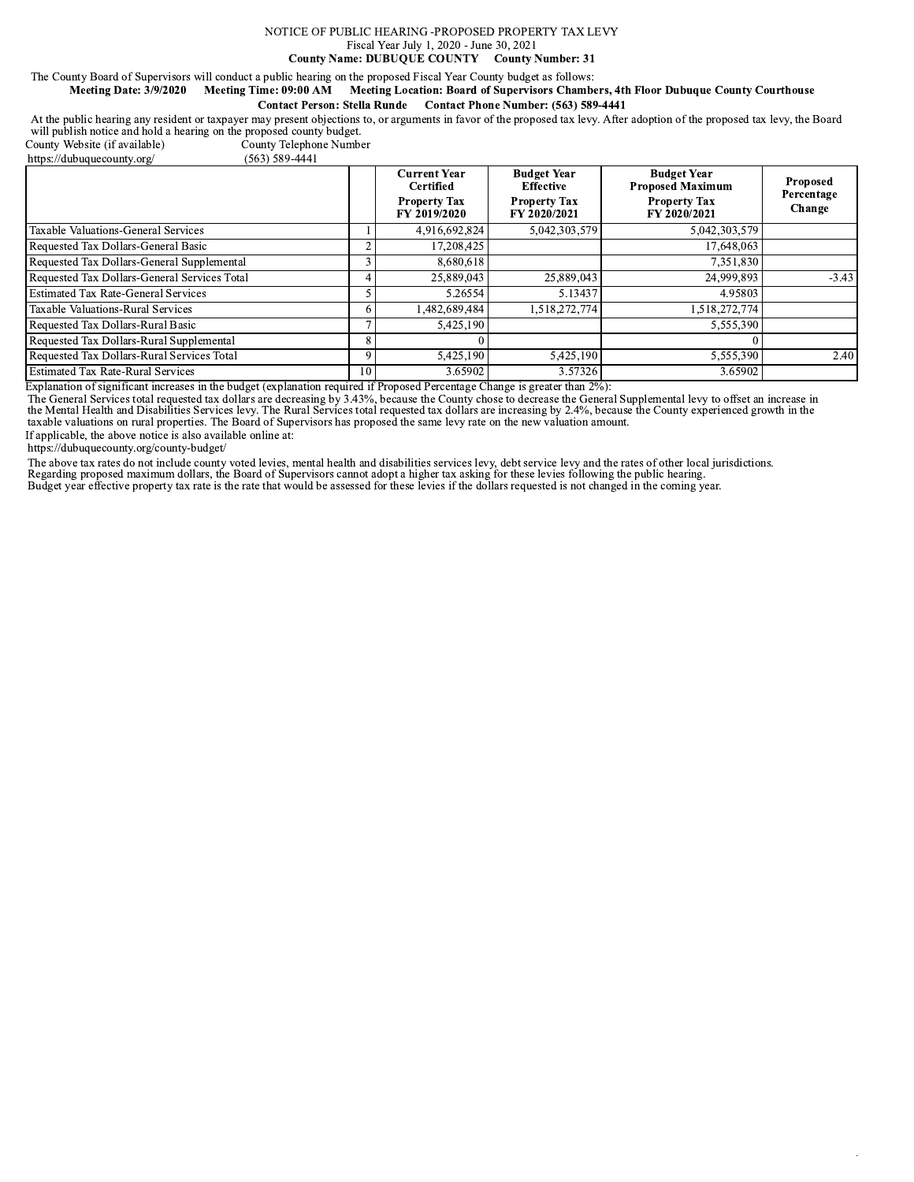NOTICE OF PUBLIC HEARING -PROPOSED PROPERTY TAX LEVY

Fiscal Year July 1, 2020 - June 30, 2021

**County Name: DUBUQUE COUNTY County Number: 31**

The County Board of Supervisors will conduct a public hearing on the proposed Fiscal Year County budget as follows:

**Meeting Date: 3/9/2020 Meeting Time: 09:00 AM Meeting Location: Board of Supervisors Chambers, 4th Floor Dubuque County Courthouse**

**Contact Person: Stella Runde Contact Phone Number: (563) 589-4441**

At the public hearing any resident or taxpayer may present objections to, or arguments in favor of the proposed tax levy. After adoption of the proposed tax levy, the Board will publish notice and hold a hearing on the proposed county budget.

County Website (if available): https://dubuquecounty.org/

County Telephone Number: (563) 589-4441

| | | Current Year Certified Property Tax FY 2019/2020 | Budget Year Effective Property Tax FY 2020/2021 | Budget Year Proposed Maximum Property Tax FY 2020/2021 | Proposed Percentage Change |
|---|---|---|---|---|---|
| Taxable Valuations-General Services | 1 | 4,916,692,824 | 5,042,303,579 | 5,042,303,579 | |
| Requested Tax Dollars-General Basic | 2 | 17,208,425 | | 17,648,063 | |
| Requested Tax Dollars-General Supplemental | 3 | 8,680,618 | | 7,351,830 | |
| Requested Tax Dollars-General Services Total | 4 | 25,889,043 | 25,889,043 | 24,999,893 | -3.43 |
| Estimated Tax Rate-General Services | 5 | 5.26554 | 5.13437 | 4.95803 | |
| Taxable Valuations-Rural Services | 6 | 1,482,689,484 | 1,518,272,774 | 1,518,272,774 | |
| Requested Tax Dollars-Rural Basic | 7 | 5,425,190 | | 5,555,390 | |
| Requested Tax Dollars-Rural Supplemental | 8 | 0 | | 0 | |
| Requested Tax Dollars-Rural Services Total | 9 | 5,425,190 | 5,425,190 | 5,555,390 | 2.40 |
| Estimated Tax Rate-Rural Services | 10 | 3.65902 | 3.57326 | 3.65902 | |

Explanation of significant increases in the budget (explanation required if Proposed Percentage Change is greater than 2%):

The General Services total requested tax dollars are decreasing by 3.43%, because the County chose to decrease the General Supplemental levy to offset an increase in the Mental Health and Disabilities Services levy. The Rural Services total requested tax dollars are increasing by 2.4%, because the County experienced growth in the taxable valuations on rural properties. The Board of Supervisors has proposed the same levy rate on the new valuation amount.

If applicable, the above notice is also available online at:

https://dubuquecounty.org/county-budget/

The above tax rates do not include county voted levies, mental health and disabilities services levy, debt service levy and the rates of other local jurisdictions.

Regarding proposed maximum dollars, the Board of Supervisors cannot adopt a higher tax asking for these levies following the public hearing.

Budget year effective property tax rate is the rate that would be assessed for these levies if the dollars requested is not changed in the coming year.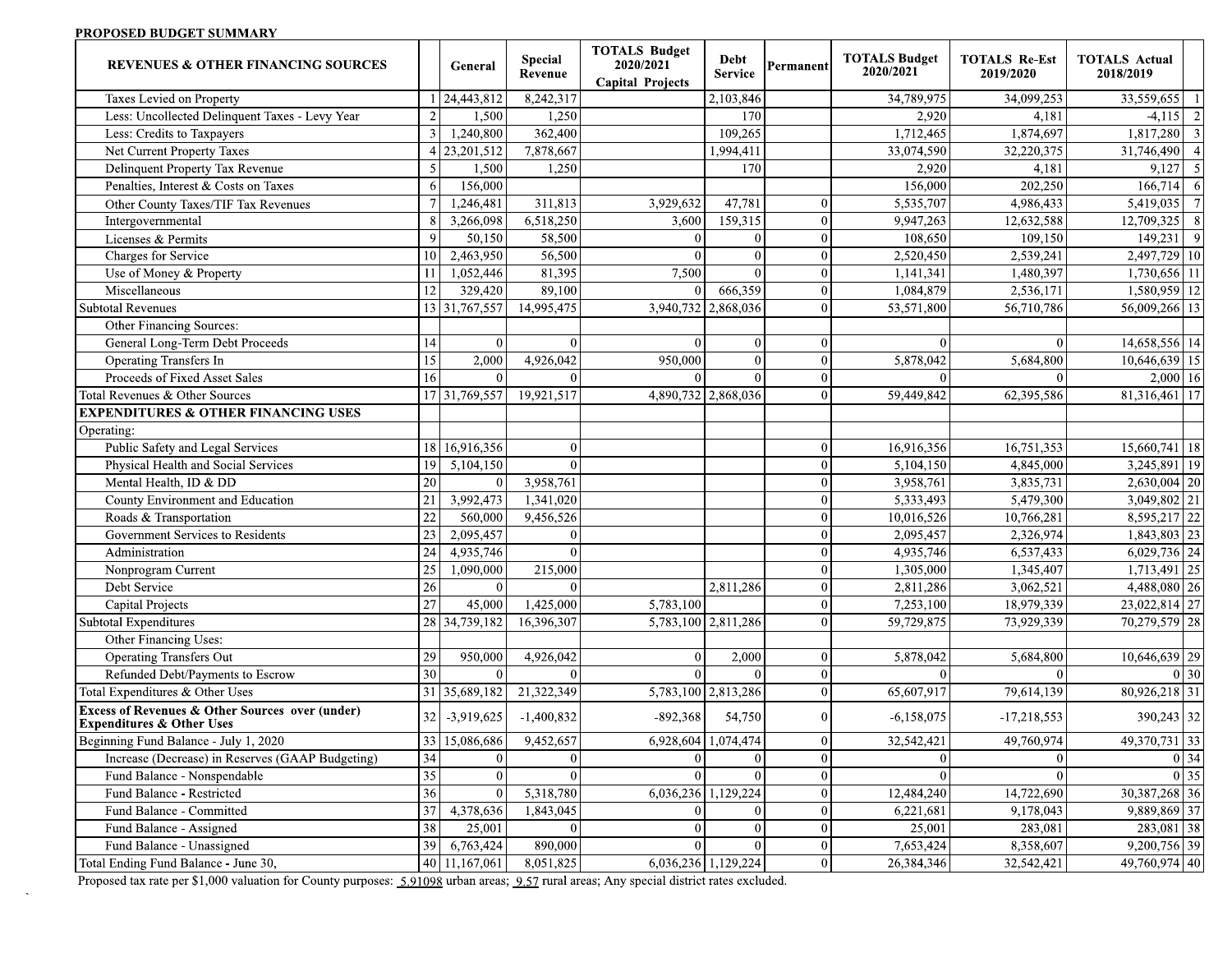**PROPOSED BUDGET SUMMARY**

| REVENUES & OTHER FINANCING SOURCES | | General | Special Revenue | TOTALS Budget 2020/2021 Capital Projects | Debt Service | Permanent | TOTALS Budget 2020/2021 | TOTALS Re-Est 2019/2020 | TOTALS Actual 2018/2019 | |
|---|---|---|---|---|---|---|---|---|---|---|
| Taxes Levied on Property | 1 | 24,443,812 | 8,242,317 | | 2,103,846 | | 34,789,975 | 34,099,253 | 33,559,655 | 1 |
| Less: Uncollected Delinquent Taxes - Levy Year | 2 | 1,500 | 1,250 | | 170 | | 2,920 | 4,181 | -4,115 | 2 |
| Less: Credits to Taxpayers | 3 | 1,240,800 | 362,400 | | 109,265 | | 1,712,465 | 1,874,697 | 1,817,280 | 3 |
| Net Current Property Taxes | 4 | 23,201,512 | 7,878,667 | | 1,994,411 | | 33,074,590 | 32,220,375 | 31,746,490 | 4 |
| Delinquent Property Tax Revenue | 5 | 1,500 | 1,250 | | 170 | | 2,920 | 4,181 | 9,127 | 5 |
| Penalties, Interest & Costs on Taxes | 6 | 156,000 | | | | | 156,000 | 202,250 | 166,714 | 6 |
| Other County Taxes/TIF Tax Revenues | 7 | 1,246,481 | 311,813 | 3,929,632 | 47,781 | 0 | 5,535,707 | 4,986,433 | 5,419,035 | 7 |
| Intergovernmental | 8 | 3,266,098 | 6,518,250 | 3,600 | 159,315 | 0 | 9,947,263 | 12,632,588 | 12,709,325 | 8 |
| Licenses & Permits | 9 | 50,150 | 58,500 | 0 | 0 | 0 | 108,650 | 109,150 | 149,231 | 9 |
| Charges for Service | 10 | 2,463,950 | 56,500 | 0 | 0 | 0 | 2,520,450 | 2,539,241 | 2,497,729 | 10 |
| Use of Money & Property | 11 | 1,052,446 | 81,395 | 7,500 | 0 | 0 | 1,141,341 | 1,480,397 | 1,730,656 | 11 |
| Miscellaneous | 12 | 329,420 | 89,100 | 0 | 666,359 | 0 | 1,084,879 | 2,536,171 | 1,580,959 | 12 |
| Subtotal Revenues | 13 | 31,767,557 | 14,995,475 | 3,940,732 | 2,868,036 | 0 | 53,571,800 | 56,710,786 | 56,009,266 | 13 |
| Other Financing Sources: | | | | | | | | | | |
| General Long-Term Debt Proceeds | 14 | 0 | 0 | 0 | 0 | 0 | 0 | 0 | 14,658,556 | 14 |
| Operating Transfers In | 15 | 2,000 | 4,926,042 | 950,000 | 0 | 0 | 5,878,042 | 5,684,800 | 10,646,639 | 15 |
| Proceeds of Fixed Asset Sales | 16 | 0 | 0 | 0 | 0 | 0 | 0 | 0 | 2,000 | 16 |
| Total Revenues & Other Sources | 17 | 31,769,557 | 19,921,517 | 4,890,732 | 2,868,036 | 0 | 59,449,842 | 62,395,586 | 81,316,461 | 17 |
| **EXPENDITURES & OTHER FINANCING USES** | | | | | | | | | | |
| Operating: | | | | | | | | | | |
| Public Safety and Legal Services | 18 | 16,916,356 | 0 | | | 0 | 16,916,356 | 16,751,353 | 15,660,741 | 18 |
| Physical Health and Social Services | 19 | 5,104,150 | 0 | | | 0 | 5,104,150 | 4,845,000 | 3,245,891 | 19 |
| Mental Health, ID & DD | 20 | 0 | 3,958,761 | | | 0 | 3,958,761 | 3,835,731 | 2,630,004 | 20 |
| County Environment and Education | 21 | 3,992,473 | 1,341,020 | | | 0 | 5,333,493 | 5,479,300 | 3,049,802 | 21 |
| Roads & Transportation | 22 | 560,000 | 9,456,526 | | | 0 | 10,016,526 | 10,766,281 | 8,595,217 | 22 |
| Government Services to Residents | 23 | 2,095,457 | 0 | | | 0 | 2,095,457 | 2,326,974 | 1,843,803 | 23 |
| Administration | 24 | 4,935,746 | 0 | | | 0 | 4,935,746 | 6,537,433 | 6,029,736 | 24 |
| Nonprogram Current | 25 | 1,090,000 | 215,000 | | | 0 | 1,305,000 | 1,345,407 | 1,713,491 | 25 |
| Debt Service | 26 | 0 | 0 | | 2,811,286 | 0 | 2,811,286 | 3,062,521 | 4,488,080 | 26 |
| Capital Projects | 27 | 45,000 | 1,425,000 | 5,783,100 | | 0 | 7,253,100 | 18,979,339 | 23,022,814 | 27 |
| Subtotal Expenditures | 28 | 34,739,182 | 16,396,307 | 5,783,100 | 2,811,286 | 0 | 59,729,875 | 73,929,339 | 70,279,579 | 28 |
| Other Financing Uses: | | | | | | | | | | |
| Operating Transfers Out | 29 | 950,000 | 4,926,042 | 0 | 2,000 | 0 | 5,878,042 | 5,684,800 | 10,646,639 | 29 |
| Refunded Debt/Payments to Escrow | 30 | 0 | 0 | 0 | 0 | 0 | 0 | 0 | 0 | 30 |
| Total Expenditures & Other Uses | 31 | 35,689,182 | 21,322,349 | 5,783,100 | 2,813,286 | 0 | 65,607,917 | 79,614,139 | 80,926,218 | 31 |
| **Excess of Revenues & Other Sources over (under) Expenditures & Other Uses** | 32 | -3,919,625 | -1,400,832 | -892,368 | 54,750 | 0 | -6,158,075 | -17,218,553 | 390,243 | 32 |
| Beginning Fund Balance - July 1, 2020 | 33 | 15,086,686 | 9,452,657 | 6,928,604 | 1,074,474 | 0 | 32,542,421 | 49,760,974 | 49,370,731 | 33 |
| Increase (Decrease) in Reserves (GAAP Budgeting) | 34 | 0 | 0 | 0 | 0 | 0 | 0 | 0 | 0 | 34 |
| Fund Balance - Nonspendable | 35 | 0 | 0 | 0 | 0 | 0 | 0 | 0 | 0 | 35 |
| Fund Balance - Restricted | 36 | 0 | 5,318,780 | 6,036,236 | 1,129,224 | 0 | 12,484,240 | 14,722,690 | 30,387,268 | 36 |
| Fund Balance - Committed | 37 | 4,378,636 | 1,843,045 | 0 | 0 | 0 | 6,221,681 | 9,178,043 | 9,889,869 | 37 |
| Fund Balance - Assigned | 38 | 25,001 | 0 | 0 | 0 | 0 | 25,001 | 283,081 | 283,081 | 38 |
| Fund Balance - Unassigned | 39 | 6,763,424 | 890,000 | 0 | 0 | 0 | 7,653,424 | 8,358,607 | 9,200,756 | 39 |
| Total Ending Fund Balance - June 30, | 40 | 11,167,061 | 8,051,825 | 6,036,236 | 1,129,224 | 0 | 26,384,346 | 32,542,421 | 49,760,974 | 40 |

Proposed tax rate per $1,000 valuation for County purposes: 5.91098 urban areas; 9.57 rural areas; Any special district rates excluded.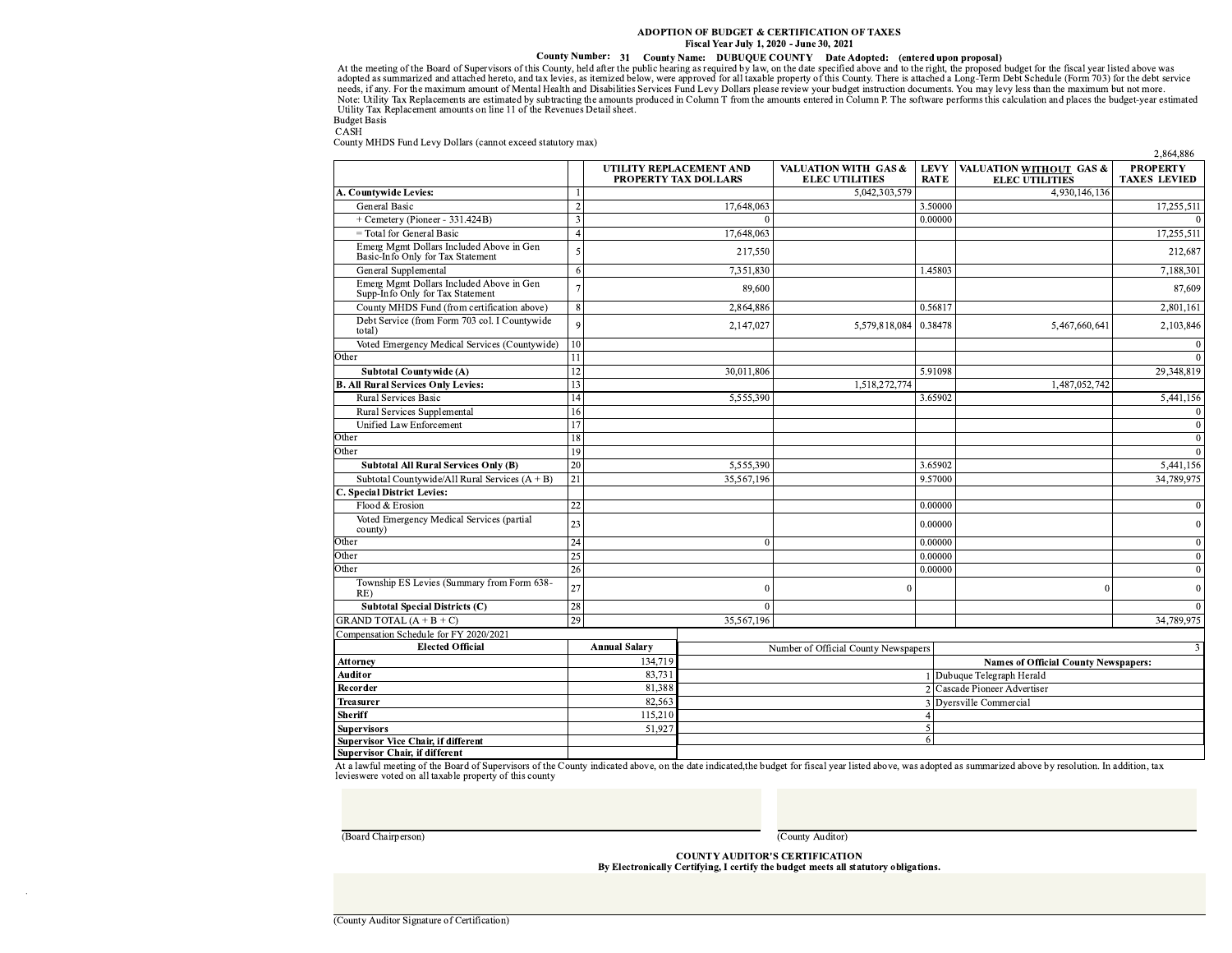**ADOPTION OF BUDGET & CERTIFICATION OF TAXES**
**Fiscal Year July 1, 2020 - June 30, 2021**

**County Number: 31 County Name: DUBUQUE COUNTY Date Adopted: (entered upon proposal)**

At the meeting of the Board of Supervisors of this County, held after the public hearing as required by law, on the date specified above and to the right, the proposed budget for the fiscal year listed above was adopted as summarized and attached hereto, and tax levies, as itemized below, were approved for all taxable property of this County. There is attached a Long-Term Debt Schedule (Form 703) for the debt service needs, if any. For the maximum amount of Mental Health and Disabilities Services Fund Levy Dollars please review your budget instruction documents. You may levy less than the maximum but not more.
Note: Utility Tax Replacements are estimated by subtracting the amounts produced in Column T from the amounts entered in Column P. The software performs this calculation and places the budget-year estimated Utility Tax Replacement amounts on line 11 of the Revenues Detail sheet.

Budget Basis
CASH

County MHDS Fund Levy Dollars (cannot exceed statutory max) 2,864,886

| | | UTILITY REPLACEMENT AND PROPERTY TAX DOLLARS | VALUATION WITH GAS & ELEC UTILITIES | LEVY RATE | VALUATION WITHOUT GAS & ELEC UTILITIES | PROPERTY TAXES LEVIED |
|---|---|---|---|---|---|---|
| **A. Countywide Levies:** | 1 | | 5,042,303,579 | | 4,930,146,136 | |
| General Basic | 2 | 17,648,063 | | 3.50000 | | 17,255,511 |
| + Cemetery (Pioneer - 331.424B) | 3 | 0 | | 0.00000 | | 0 |
| = Total for General Basic | 4 | 17,648,063 | | | | 17,255,511 |
| Emerg Mgmt Dollars Included Above in Gen Basic-Info Only for Tax Statement | 5 | 217,550 | | | | 212,687 |
| General Supplemental | 6 | 7,351,830 | | 1.45803 | | 7,188,301 |
| Emerg Mgmt Dollars Included Above in Gen Supp-Info Only for Tax Statement | 7 | 89,600 | | | | 87,609 |
| County MHDS Fund (from certification above) | 8 | 2,864,886 | | 0.56817 | | 2,801,161 |
| Debt Service (from Form 703 col. I Countywide total) | 9 | 2,147,027 | 5,579,818,084 | 0.38478 | 5,467,660,641 | 2,103,846 |
| Voted Emergency Medical Services (Countywide) | 10 | | | | | 0 |
| Other | 11 | | | | | 0 |
| **Subtotal Countywide (A)** | 12 | 30,011,806 | | 5.91098 | | 29,348,819 |
| **B. All Rural Services Only Levies:** | 13 | | 1,518,272,774 | | 1,487,052,742 | |
| Rural Services Basic | 14 | 5,555,390 | | 3.65902 | | 5,441,156 |
| Rural Services Supplemental | 16 | | | | | 0 |
| Unified Law Enforcement | 17 | | | | | 0 |
| Other | 18 | | | | | 0 |
| Other | 19 | | | | | 0 |
| **Subtotal All Rural Services Only (B)** | 20 | 5,555,390 | | 3.65902 | | 5,441,156 |
| Subtotal Countywide/All Rural Services (A + B) | 21 | 35,567,196 | | 9.57000 | | 34,789,975 |
| **C. Special District Levies:** | | | | | | |
| Flood & Erosion | 22 | | | 0.00000 | | 0 |
| Voted Emergency Medical Services (partial county) | 23 | | | 0.00000 | | 0 |
| Other | 24 | 0 | | 0.00000 | | 0 |
| Other | 25 | | | 0.00000 | | 0 |
| Other | 26 | | | 0.00000 | | 0 |
| Township ES Levies (Summary from Form 638-RE) | 27 | 0 | 0 | | 0 | 0 |
| **Subtotal Special Districts (C)** | 28 | 0 | | | | 0 |
| GRAND TOTAL (A + B + C) | 29 | 35,567,196 | | | | 34,789,975 |

Compensation Schedule for FY 2020/2021

| Elected Official | Annual Salary |
|---|---|
| **Attorney** | 134,719 |
| **Auditor** | 83,731 |
| **Recorder** | 81,388 |
| **Treasurer** | 82,563 |
| **Sheriff** | 115,210 |
| **Supervisors** | 51,927 |
| **Supervisor Vice Chair, if different** | |
| **Supervisor Chair, if different** | |

Number of Official County Newspapers: 3

| | **Names of Official County Newspapers:** |
|---|---|
| 1 | Dubuque Telegraph Herald |
| 2 | Cascade Pioneer Advertiser |
| 3 | Dyersville Commercial |
| 4 | |
| 5 | |
| 6 | |

At a lawful meeting of the Board of Supervisors of the County indicated above, on the date indicated,the budget for fiscal year listed above, was adopted as summarized above by resolution. In addition, tax levieswere voted on all taxable property of this county

(Board Chairperson) (County Auditor)

**COUNTY AUDITOR'S CERTIFICATION**
**By Electronically Certifying, I certify the budget meets all statutory obligations.**

(County Auditor Signature of Certification)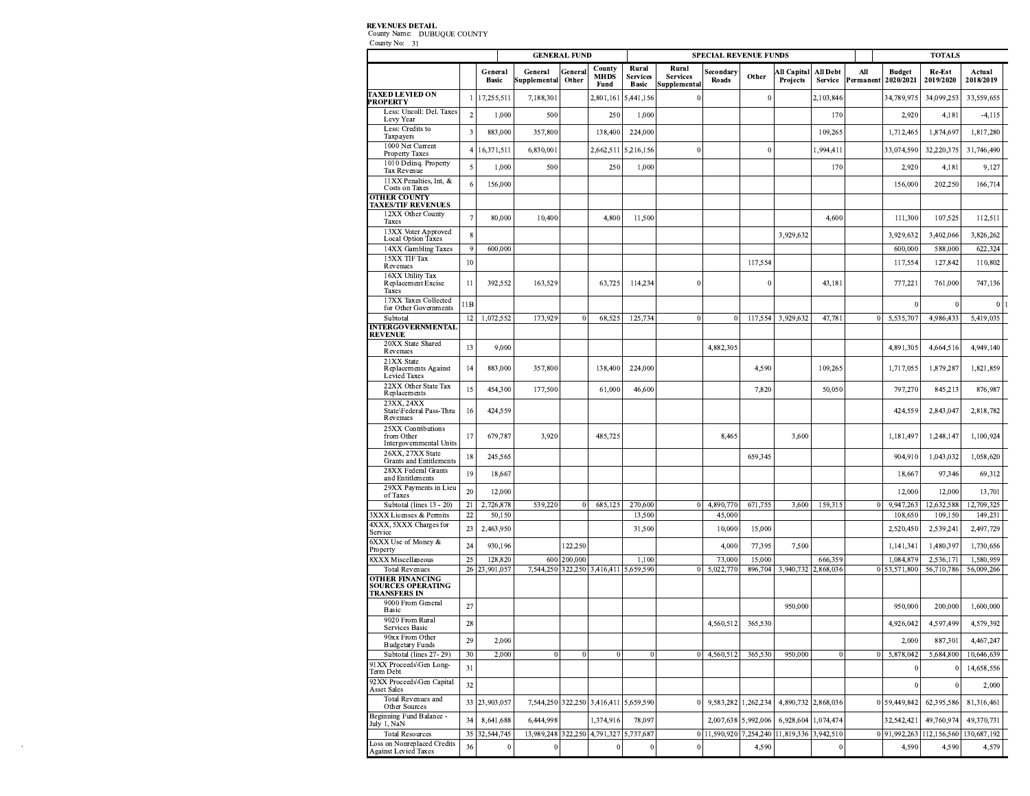**REVENUES DETAIL**
County Name: DUBUQUE COUNTY
County No: 31

| | | GENERAL FUND | | | | SPECIAL REVENUE FUNDS | | | | | | | | TOTALS | | |
|---|---|---|---|---|---|---|---|---|---|---|---|---|---|---|---|---|
| | | General Basic | General Supplemental | General Other | County MHDS Fund | Rural Services Basic | Rural Services Supplemental | Secondary Roads | Other | All Capital Projects | All Debt Service | All Permanent | | Budget 2020/2021 | Re-Est 2019/2020 | Actual 2018/2019 |
| **TAXED LEVIED ON PROPERTY** | 1 | 17,255,511 | 7,188,301 | | 2,801,161 | 5,441,156 | 0 | | 0 | | 2,103,846 | | | 34,789,975 | 34,099,253 | 33,559,655 |
| Less: Uncoll. Del. Taxes Levy Year | 2 | 1,000 | 500 | | 250 | 1,000 | | | | | 170 | | | 2,920 | 4,181 | -4,115 |
| Less: Credits to Taxpayers | 3 | 883,000 | 357,800 | | 138,400 | 224,000 | | | | | 109,265 | | | 1,712,465 | 1,874,697 | 1,817,280 |
| 1000 Net Current Property Taxes | 4 | 16,371,511 | 6,830,001 | | 2,662,511 | 5,216,156 | 0 | | 0 | | 1,994,411 | | | 33,074,590 | 32,220,375 | 31,746,490 |
| 1010 Delinq. Property Tax Revenue | 5 | 1,000 | 500 | | 250 | 1,000 | | | | | 170 | | | 2,920 | 4,181 | 9,127 |
| 11XX Penalties, Int, & Costs on Taxes | 6 | 156,000 | | | | | | | | | | | | 156,000 | 202,250 | 166,714 |
| **OTHER COUNTY TAXES/TIF REVENUES** | | | | | | | | | | | | | | | | |
| 12XX Other County Taxes | 7 | 80,000 | 10,400 | | 4,800 | 11,500 | | | | | 4,600 | | | 111,300 | 107,525 | 112,511 |
| 13XX Voter Approved Local Option Taxes | 8 | | | | | | | | | 3,929,632 | | | | 3,929,632 | 3,402,066 | 3,826,262 |
| 14XX Gambling Taxes | 9 | 600,000 | | | | | | | | | | | | 600,000 | 588,000 | 622,324 |
| 15XX TIF Tax Revenues | 10 | | | | | | | | 117,554 | | | | | 117,554 | 127,842 | 110,802 |
| 16XX Utility Tax Replacement Excise Taxes | 11 | 392,552 | 163,529 | | 63,725 | 114,234 | 0 | | 0 | | 43,181 | | | 777,221 | 761,000 | 747,136 |
| 17XX Taxes Collected for Other Governments | 11B | | | | | | | | | | | | | 0 | 0 | 0 |
| Subtotal | 12 | 1,072,552 | 173,929 | 0 | 68,525 | 125,734 | 0 | 0 | 117,554 | 3,929,632 | 47,781 | 0 | | 5,535,707 | 4,986,433 | 5,419,035 |
| **INTERGOVERNMENTAL REVENUE** | | | | | | | | | | | | | | | | |
| 20XX State Shared Revenues | 13 | 9,000 | | | | | | 4,882,305 | | | | | | 4,891,305 | 4,664,516 | 4,949,140 |
| 21XX State Replacements Against Levied Taxes | 14 | 883,000 | 357,800 | | 138,400 | 224,000 | | | 4,590 | | 109,265 | | | 1,717,055 | 1,879,287 | 1,821,859 |
| 22XX Other State Tax Replacements | 15 | 454,300 | 177,500 | | 61,000 | 46,600 | | | 7,820 | | 50,050 | | | 797,270 | 845,213 | 876,987 |
| 23XX, 24XX State\Federal Pass-Thru Revenues | 16 | 424,559 | | | | | | | | | | | | 424,559 | 2,843,047 | 2,818,782 |
| 25XX Contributions from Other Intergovernmental Units | 17 | 679,787 | 3,920 | | 485,725 | | | 8,465 | | 3,600 | | | | 1,181,497 | 1,248,147 | 1,100,924 |
| 26XX, 27XX State Grants and Entitlements | 18 | 245,565 | | | | | | | 659,345 | | | | | 904,910 | 1,043,032 | 1,058,620 |
| 28XX Federal Grants and Entitlements | 19 | 18,667 | | | | | | | | | | | | 18,667 | 97,346 | 69,312 |
| 29XX Payments in Lieu of Taxes | 20 | 12,000 | | | | | | | | | | | | 12,000 | 12,000 | 13,701 |
| Subtotal (lines 13 - 20) | 21 | 2,726,878 | 539,220 | 0 | 685,125 | 270,600 | 0 | 4,890,770 | 671,755 | 3,600 | 159,315 | 0 | | 9,947,263 | 12,632,588 | 12,709,325 |
| 3XXX Licenses & Permits | 22 | 50,150 | | | | 13,500 | | 45,000 | | | | | | 108,650 | 109,150 | 149,231 |
| 4XXX, 5XXX Charges for Service | 23 | 2,463,950 | | | | 31,500 | | 10,000 | 15,000 | | | | | 2,520,450 | 2,539,241 | 2,497,729 |
| 6XXX Use of Money & Property | 24 | 930,196 | | 122,250 | | | | 4,000 | 77,395 | 7,500 | | | | 1,141,341 | 1,480,397 | 1,730,656 |
| 8XXX Miscellaneous | 25 | 128,820 | 600 | 200,000 | | 1,100 | | 73,000 | 15,000 | | 666,359 | | | 1,084,879 | 2,536,171 | 1,580,959 |
| Total Revenues | 26 | 23,901,057 | 7,544,250 | 322,250 | 3,416,411 | 5,659,590 | 0 | 5,022,770 | 896,704 | 3,940,732 | 2,868,036 | 0 | | 53,571,800 | 56,710,786 | 56,009,266 |
| **OTHER FINANCING SOURCES OPERATING TRANSFERS IN** | | | | | | | | | | | | | | | | |
| 9000 From General Basic | 27 | | | | | | | | | 950,000 | | | | 950,000 | 200,000 | 1,600,000 |
| 9020 From Rural Services Basic | 28 | | | | | | | 4,560,512 | 365,530 | | | | | 4,926,042 | 4,597,499 | 4,579,392 |
| 90xx From Other Budgetary Funds | 29 | 2,000 | | | | | | | | | | | | 2,000 | 887,301 | 4,467,247 |
| Subtotal (lines 27- 29) | 30 | 2,000 | 0 | 0 | 0 | 0 | 0 | 4,560,512 | 365,530 | 950,000 | 0 | 0 | | 5,878,042 | 5,684,800 | 10,646,639 |
| 91XX Proceeds\Gen Long-Term Debt | 31 | | | | | | | | | | | | | 0 | 0 | 14,658,556 |
| 92XX Proceeds\Gen Capital Asset Sales | 32 | | | | | | | | | | | | | 0 | 0 | 2,000 |
| Total Revenues and Other Sources | 33 | 23,903,057 | 7,544,250 | 322,250 | 3,416,411 | 5,659,590 | 0 | 9,583,282 | 1,262,234 | 4,890,732 | 2,868,036 | 0 | | 59,449,842 | 62,395,586 | 81,316,461 |
| Beginning Fund Balance - July 1, NaN | 34 | 8,641,688 | 6,444,998 | | 1,374,916 | 78,097 | | 2,007,638 | 5,992,006 | 6,928,604 | 1,074,474 | | | 32,542,421 | 49,760,974 | 49,370,731 |
| Total Resources | 35 | 32,544,745 | 13,989,248 | 322,250 | 4,791,327 | 5,737,687 | 0 | 11,590,920 | 7,254,240 | 11,819,336 | 3,942,510 | 0 | | 91,992,263 | 112,156,560 | 130,687,192 |
| Loss on Nonreplaced Credits Against Levied Taxes | 36 | 0 | 0 | | 0 | 0 | 0 | | 4,590 | | 0 | | | 4,590 | 4,590 | 4,579 |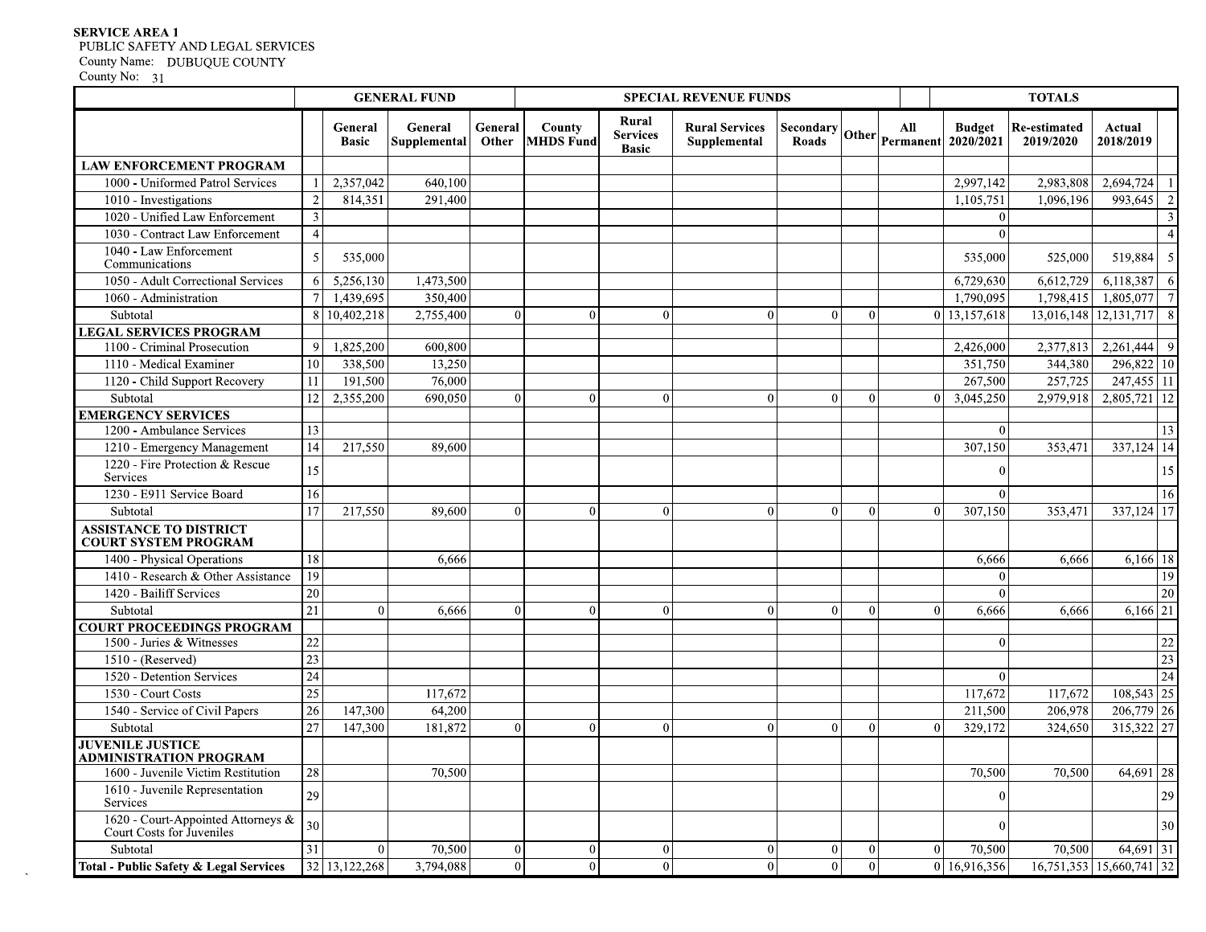**SERVICE AREA 1**
PUBLIC SAFETY AND LEGAL SERVICES
County Name: DUBUQUE COUNTY
County No: 31

| | | GENERAL FUND | | | SPECIAL REVENUE FUNDS | | | | | | TOTALS | | | |
|---|---|---|---|---|---|---|---|---|---|---|---|---|---|---|
| | | General Basic | General Supplemental | General Other | County MHDS Fund | Rural Services Basic | Rural Services Supplemental | Secondary Roads | Other | All Permanent | Budget 2020/2021 | Re-estimated 2019/2020 | Actual 2018/2019 | |
| **LAW ENFORCEMENT PROGRAM** | | | | | | | | | | | | | | |
| 1000 - Uniformed Patrol Services | 1 | 2,357,042 | 640,100 | | | | | | | | 2,997,142 | 2,983,808 | 2,694,724 | 1 |
| 1010 - Investigations | 2 | 814,351 | 291,400 | | | | | | | | 1,105,751 | 1,096,196 | 993,645 | 2 |
| 1020 - Unified Law Enforcement | 3 | | | | | | | | | | 0 | | | 3 |
| 1030 - Contract Law Enforcement | 4 | | | | | | | | | | 0 | | | 4 |
| 1040 - Law Enforcement Communications | 5 | 535,000 | | | | | | | | | 535,000 | 525,000 | 519,884 | 5 |
| 1050 - Adult Correctional Services | 6 | 5,256,130 | 1,473,500 | | | | | | | | 6,729,630 | 6,612,729 | 6,118,387 | 6 |
| 1060 - Administration | 7 | 1,439,695 | 350,400 | | | | | | | | 1,790,095 | 1,798,415 | 1,805,077 | 7 |
| Subtotal | 8 | 10,402,218 | 2,755,400 | 0 | 0 | 0 | 0 | 0 | 0 | 0 | 13,157,618 | 13,016,148 | 12,131,717 | 8 |
| **LEGAL SERVICES PROGRAM** | | | | | | | | | | | | | | |
| 1100 - Criminal Prosecution | 9 | 1,825,200 | 600,800 | | | | | | | | 2,426,000 | 2,377,813 | 2,261,444 | 9 |
| 1110 - Medical Examiner | 10 | 338,500 | 13,250 | | | | | | | | 351,750 | 344,380 | 296,822 | 10 |
| 1120 - Child Support Recovery | 11 | 191,500 | 76,000 | | | | | | | | 267,500 | 257,725 | 247,455 | 11 |
| Subtotal | 12 | 2,355,200 | 690,050 | 0 | 0 | 0 | 0 | 0 | 0 | 0 | 3,045,250 | 2,979,918 | 2,805,721 | 12 |
| **EMERGENCY SERVICES** | | | | | | | | | | | | | | |
| 1200 - Ambulance Services | 13 | | | | | | | | | | 0 | | | 13 |
| 1210 - Emergency Management | 14 | 217,550 | 89,600 | | | | | | | | 307,150 | 353,471 | 337,124 | 14 |
| 1220 - Fire Protection & Rescue Services | 15 | | | | | | | | | | 0 | | | 15 |
| 1230 - E911 Service Board | 16 | | | | | | | | | | 0 | | | 16 |
| Subtotal | 17 | 217,550 | 89,600 | 0 | 0 | 0 | 0 | 0 | 0 | 0 | 307,150 | 353,471 | 337,124 | 17 |
| **ASSISTANCE TO DISTRICT COURT SYSTEM PROGRAM** | | | | | | | | | | | | | | |
| 1400 - Physical Operations | 18 | | 6,666 | | | | | | | | 6,666 | 6,666 | 6,166 | 18 |
| 1410 - Research & Other Assistance | 19 | | | | | | | | | | 0 | | | 19 |
| 1420 - Bailiff Services | 20 | | | | | | | | | | 0 | | | 20 |
| Subtotal | 21 | 0 | 6,666 | 0 | 0 | 0 | 0 | 0 | 0 | 0 | 6,666 | 6,666 | 6,166 | 21 |
| **COURT PROCEEDINGS PROGRAM** | | | | | | | | | | | | | | |
| 1500 - Juries & Witnesses | 22 | | | | | | | | | | 0 | | | 22 |
| 1510 - (Reserved) | 23 | | | | | | | | | | | | | 23 |
| 1520 - Detention Services | 24 | | | | | | | | | | 0 | | | 24 |
| 1530 - Court Costs | 25 | | 117,672 | | | | | | | | 117,672 | 117,672 | 108,543 | 25 |
| 1540 - Service of Civil Papers | 26 | 147,300 | 64,200 | | | | | | | | 211,500 | 206,978 | 206,779 | 26 |
| Subtotal | 27 | 147,300 | 181,872 | 0 | 0 | 0 | 0 | 0 | 0 | 0 | 329,172 | 324,650 | 315,322 | 27 |
| **JUVENILE JUSTICE ADMINISTRATION PROGRAM** | | | | | | | | | | | | | | |
| 1600 - Juvenile Victim Restitution | 28 | | 70,500 | | | | | | | | 70,500 | 70,500 | 64,691 | 28 |
| 1610 - Juvenile Representation Services | 29 | | | | | | | | | | 0 | | | 29 |
| 1620 - Court-Appointed Attorneys & Court Costs for Juveniles | 30 | | | | | | | | | | 0 | | | 30 |
| Subtotal | 31 | 0 | 70,500 | 0 | 0 | 0 | 0 | 0 | 0 | 0 | 70,500 | 70,500 | 64,691 | 31 |
| **Total - Public Safety & Legal Services** | 32 | 13,122,268 | 3,794,088 | 0 | 0 | 0 | 0 | 0 | 0 | 0 | 16,916,356 | 16,751,353 | 15,660,741 | 32 |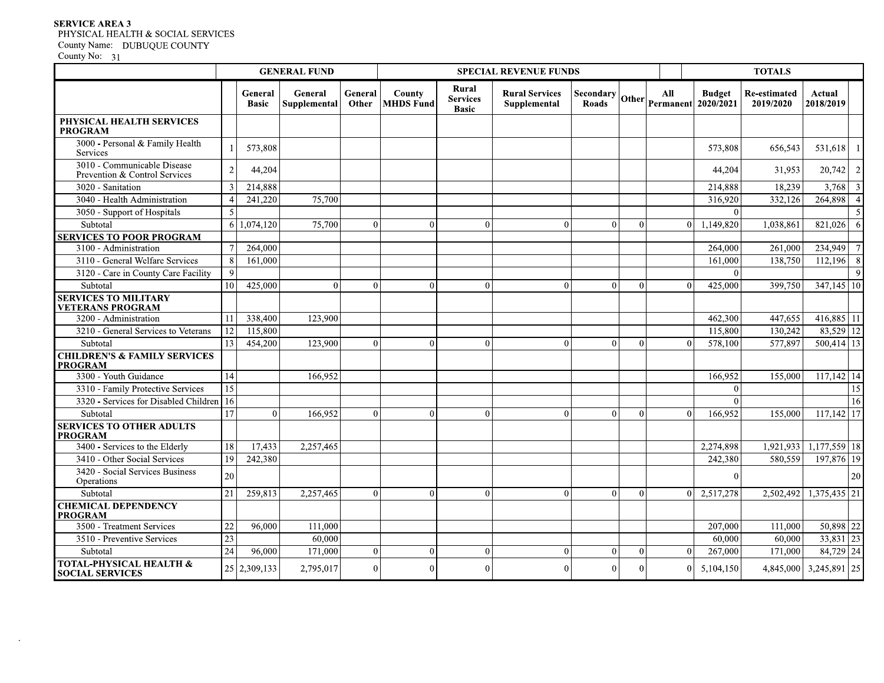**SERVICE AREA 3**
PHYSICAL HEALTH & SOCIAL SERVICES
County Name: DUBUQUE COUNTY
County No: 31

| | | GENERAL FUND | | | SPECIAL REVENUE FUNDS | | | | | | TOTALS | | | |
|---|---|---|---|---|---|---|---|---|---|---|---|---|---|---|
| | | General Basic | General Supplemental | General Other | County MHDS Fund | Rural Services Basic | Rural Services Supplemental | Secondary Roads | Other | All Permanent | Budget 2020/2021 | Re-estimated 2019/2020 | Actual 2018/2019 | |
| **PHYSICAL HEALTH SERVICES PROGRAM** | | | | | | | | | | | | | | |
| 3000 - Personal & Family Health Services | 1 | 573,808 | | | | | | | | | 573,808 | 656,543 | 531,618 | 1 |
| 3010 - Communicable Disease Prevention & Control Services | 2 | 44,204 | | | | | | | | | 44,204 | 31,953 | 20,742 | 2 |
| 3020 - Sanitation | 3 | 214,888 | | | | | | | | | 214,888 | 18,239 | 3,768 | 3 |
| 3040 - Health Administration | 4 | 241,220 | 75,700 | | | | | | | | 316,920 | 332,126 | 264,898 | 4 |
| 3050 - Support of Hospitals | 5 | | | | | | | | | | 0 | | | 5 |
| Subtotal | 6 | 1,074,120 | 75,700 | 0 | 0 | 0 | 0 | 0 | 0 | 0 | 1,149,820 | 1,038,861 | 821,026 | 6 |
| **SERVICES TO POOR PROGRAM** | | | | | | | | | | | | | | |
| 3100 - Administration | 7 | 264,000 | | | | | | | | | 264,000 | 261,000 | 234,949 | 7 |
| 3110 - General Welfare Services | 8 | 161,000 | | | | | | | | | 161,000 | 138,750 | 112,196 | 8 |
| 3120 - Care in County Care Facility | 9 | | | | | | | | | | 0 | | | 9 |
| Subtotal | 10 | 425,000 | 0 | 0 | 0 | 0 | 0 | 0 | 0 | 0 | 425,000 | 399,750 | 347,145 | 10 |
| **SERVICES TO MILITARY VETERANS PROGRAM** | | | | | | | | | | | | | | |
| 3200 - Administration | 11 | 338,400 | 123,900 | | | | | | | | 462,300 | 447,655 | 416,885 | 11 |
| 3210 - General Services to Veterans | 12 | 115,800 | | | | | | | | | 115,800 | 130,242 | 83,529 | 12 |
| Subtotal | 13 | 454,200 | 123,900 | 0 | 0 | 0 | 0 | 0 | 0 | 0 | 578,100 | 577,897 | 500,414 | 13 |
| **CHILDREN'S & FAMILY SERVICES PROGRAM** | | | | | | | | | | | | | | |
| 3300 - Youth Guidance | 14 | | 166,952 | | | | | | | | 166,952 | 155,000 | 117,142 | 14 |
| 3310 - Family Protective Services | 15 | | | | | | | | | | 0 | | | 15 |
| 3320 - Services for Disabled Children | 16 | | | | | | | | | | 0 | | | 16 |
| Subtotal | 17 | 0 | 166,952 | 0 | 0 | 0 | 0 | 0 | 0 | 0 | 166,952 | 155,000 | 117,142 | 17 |
| **SERVICES TO OTHER ADULTS PROGRAM** | | | | | | | | | | | | | | |
| 3400 - Services to the Elderly | 18 | 17,433 | 2,257,465 | | | | | | | | 2,274,898 | 1,921,933 | 1,177,559 | 18 |
| 3410 - Other Social Services | 19 | 242,380 | | | | | | | | | 242,380 | 580,559 | 197,876 | 19 |
| 3420 - Social Services Business Operations | 20 | | | | | | | | | | 0 | | | 20 |
| Subtotal | 21 | 259,813 | 2,257,465 | 0 | 0 | 0 | 0 | 0 | 0 | 0 | 2,517,278 | 2,502,492 | 1,375,435 | 21 |
| **CHEMICAL DEPENDENCY PROGRAM** | | | | | | | | | | | | | | |
| 3500 - Treatment Services | 22 | 96,000 | 111,000 | | | | | | | | 207,000 | 111,000 | 50,898 | 22 |
| 3510 - Preventive Services | 23 | | 60,000 | | | | | | | | 60,000 | 60,000 | 33,831 | 23 |
| Subtotal | 24 | 96,000 | 171,000 | 0 | 0 | 0 | 0 | 0 | 0 | 0 | 267,000 | 171,000 | 84,729 | 24 |
| **TOTAL-PHYSICAL HEALTH & SOCIAL SERVICES** | 25 | 2,309,133 | 2,795,017 | 0 | 0 | 0 | 0 | 0 | 0 | 0 | 5,104,150 | 4,845,000 | 3,245,891 | 25 |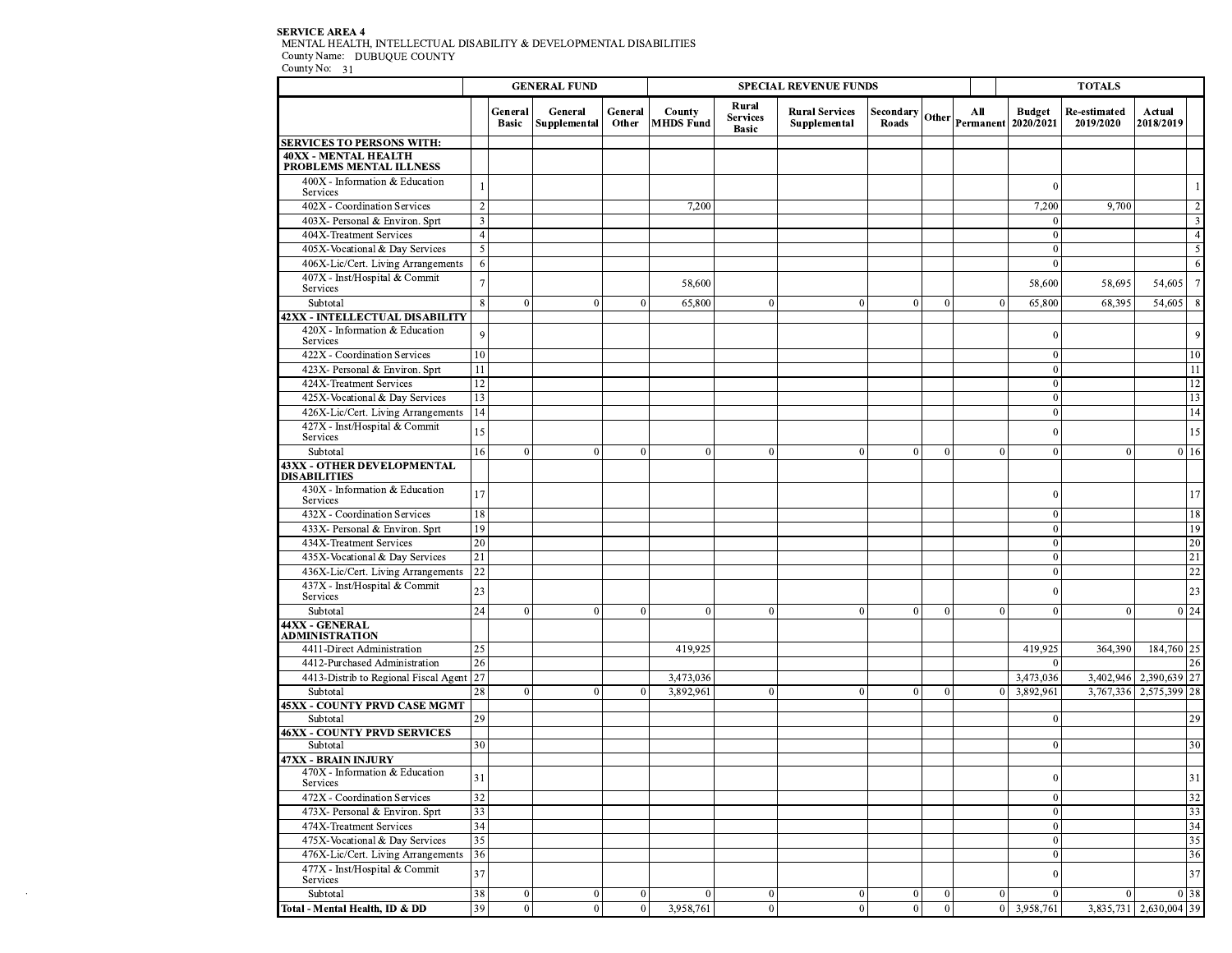**SERVICE AREA 4**
MENTAL HEALTH, INTELLECTUAL DISABILITY & DEVELOPMENTAL DISABILITIES
County Name: DUBUQUE COUNTY
County No: 31

| | | GENERAL FUND | | | SPECIAL REVENUE FUNDS | | | | | | TOTALS | | | |
|---|---|---|---|---|---|---|---|---|---|---|---|---|---|---|
| | | General Basic | General Supplemental | General Other | County MHDS Fund | Rural Services Basic | Rural Services Supplemental | Secondary Roads | Other | All Permanent | Budget 2020/2021 | Re-estimated 2019/2020 | Actual 2018/2019 | |
| **SERVICES TO PERSONS WITH:** | | | | | | | | | | | | | | |
| **40XX - MENTAL HEALTH PROBLEMS MENTAL ILLNESS** | | | | | | | | | | | | | | |
| 400X - Information & Education Services | 1 | | | | | | | | | | 0 | | | 1 |
| 402X - Coordination Services | 2 | | | | 7,200 | | | | | | 7,200 | 9,700 | | 2 |
| 403X- Personal & Environ. Sprt | 3 | | | | | | | | | | 0 | | | 3 |
| 404X-Treatment Services | 4 | | | | | | | | | | 0 | | | 4 |
| 405X-Vocational & Day Services | 5 | | | | | | | | | | 0 | | | 5 |
| 406X-Lic/Cert. Living Arrangements | 6 | | | | | | | | | | 0 | | | 6 |
| 407X - Inst/Hospital & Commit Services | 7 | | | | 58,600 | | | | | | 58,600 | 58,695 | 54,605 | 7 |
| Subtotal | 8 | 0 | 0 | 0 | 65,800 | 0 | 0 | 0 | 0 | 0 | 65,800 | 68,395 | 54,605 | 8 |
| **42XX - INTELLECTUAL DISABILITY** | | | | | | | | | | | | | | |
| 420X - Information & Education Services | 9 | | | | | | | | | | 0 | | | 9 |
| 422X - Coordination Services | 10 | | | | | | | | | | 0 | | | 10 |
| 423X- Personal & Environ. Sprt | 11 | | | | | | | | | | 0 | | | 11 |
| 424X-Treatment Services | 12 | | | | | | | | | | 0 | | | 12 |
| 425X-Vocational & Day Services | 13 | | | | | | | | | | 0 | | | 13 |
| 426X-Lic/Cert. Living Arrangements | 14 | | | | | | | | | | 0 | | | 14 |
| 427X - Inst/Hospital & Commit Services | 15 | | | | | | | | | | 0 | | | 15 |
| Subtotal | 16 | 0 | 0 | 0 | 0 | 0 | 0 | 0 | 0 | 0 | 0 | 0 | 0 | 16 |
| **43XX - OTHER DEVELOPMENTAL DISABILITIES** | | | | | | | | | | | | | | |
| 430X - Information & Education Services | 17 | | | | | | | | | | 0 | | | 17 |
| 432X - Coordination Services | 18 | | | | | | | | | | 0 | | | 18 |
| 433X- Personal & Environ. Sprt | 19 | | | | | | | | | | 0 | | | 19 |
| 434X-Treatment Services | 20 | | | | | | | | | | 0 | | | 20 |
| 435X-Vocational & Day Services | 21 | | | | | | | | | | 0 | | | 21 |
| 436X-Lic/Cert. Living Arrangements | 22 | | | | | | | | | | 0 | | | 22 |
| 437X - Inst/Hospital & Commit Services | 23 | | | | | | | | | | 0 | | | 23 |
| Subtotal | 24 | 0 | 0 | 0 | 0 | 0 | 0 | 0 | 0 | 0 | 0 | 0 | 0 | 24 |
| **44XX - GENERAL ADMINISTRATION** | | | | | | | | | | | | | | |
| 4411-Direct Administration | 25 | | | | 419,925 | | | | | | 419,925 | 364,390 | 184,760 | 25 |
| 4412-Purchased Administration | 26 | | | | | | | | | | 0 | | | 26 |
| 4413-Distrib to Regional Fiscal Agent | 27 | | | | 3,473,036 | | | | | | 3,473,036 | 3,402,946 | 2,390,639 | 27 |
| Subtotal | 28 | 0 | 0 | 0 | 3,892,961 | 0 | 0 | 0 | 0 | 0 | 3,892,961 | 3,767,336 | 2,575,399 | 28 |
| **45XX - COUNTY PRVD CASE MGMT** | | | | | | | | | | | | | | |
| Subtotal | 29 | | | | | | | | | | 0 | | | 29 |
| **46XX - COUNTY PRVD SERVICES** | | | | | | | | | | | | | | |
| Subtotal | 30 | | | | | | | | | | 0 | | | 30 |
| **47XX - BRAIN INJURY** | | | | | | | | | | | | | | |
| 470X - Information & Education Services | 31 | | | | | | | | | | 0 | | | 31 |
| 472X - Coordination Services | 32 | | | | | | | | | | 0 | | | 32 |
| 473X- Personal & Environ. Sprt | 33 | | | | | | | | | | 0 | | | 33 |
| 474X-Treatment Services | 34 | | | | | | | | | | 0 | | | 34 |
| 475X-Vocational & Day Services | 35 | | | | | | | | | | 0 | | | 35 |
| 476X-Lic/Cert. Living Arrangements | 36 | | | | | | | | | | 0 | | | 36 |
| 477X - Inst/Hospital & Commit Services | 37 | | | | | | | | | | 0 | | | 37 |
| Subtotal | 38 | 0 | 0 | 0 | 0 | 0 | 0 | 0 | 0 | 0 | 0 | 0 | 0 | 38 |
| **Total - Mental Health, ID & DD** | 39 | 0 | 0 | 0 | 3,958,761 | 0 | 0 | 0 | 0 | 0 | 3,958,761 | 3,835,731 | 2,630,004 | 39 |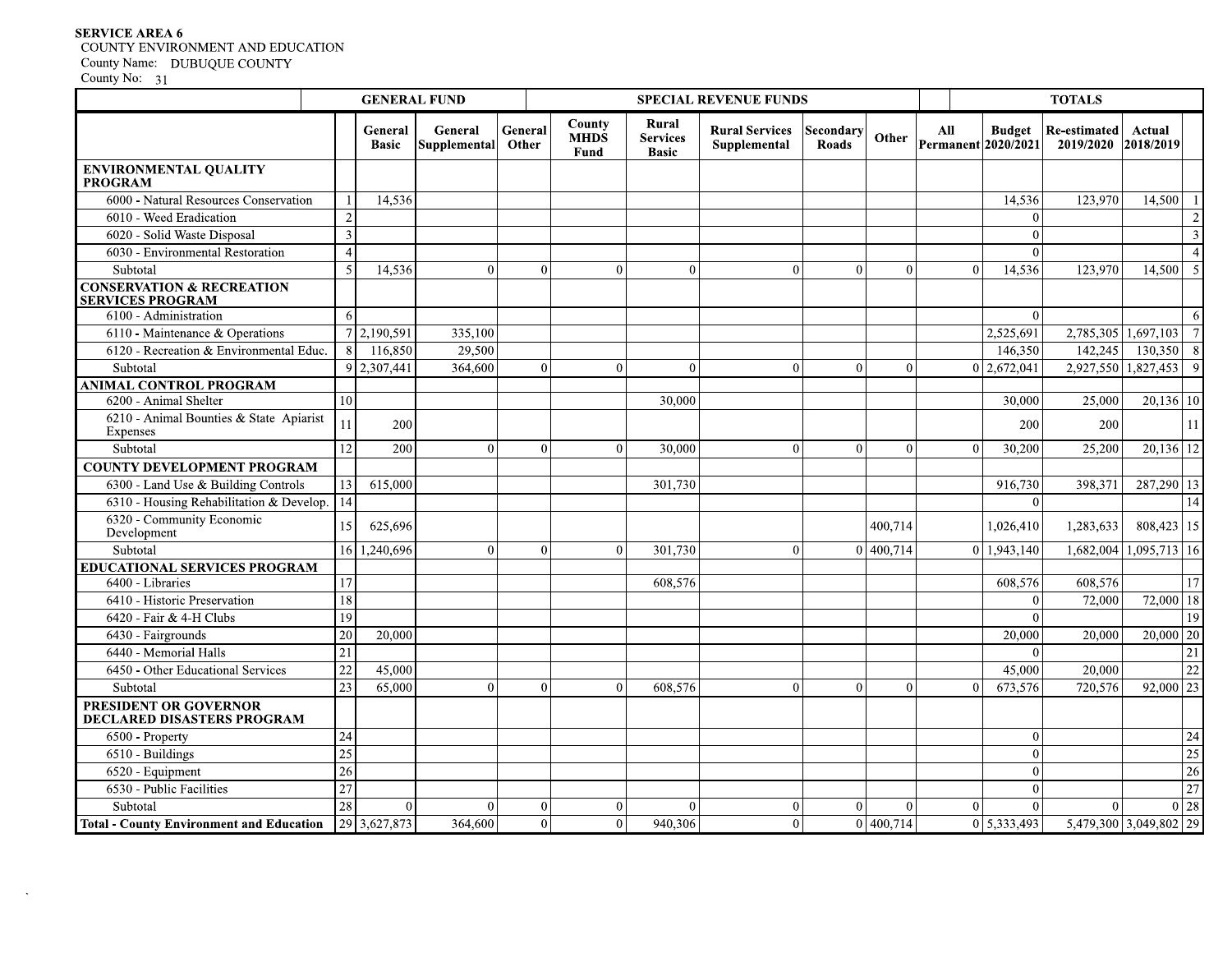**SERVICE AREA 6**
COUNTY ENVIRONMENT AND EDUCATION
County Name: DUBUQUE COUNTY
County No: 31

| | | GENERAL FUND | | | SPECIAL REVENUE FUNDS | | | | | | TOTALS | | | |
|---|---|---|---|---|---|---|---|---|---|---|---|---|---|---|
| | | General Basic | General Supplemental | General Other | County MHDS Fund | Rural Services Basic | Rural Services Supplemental | Secondary Roads | Other | All Permanent | Budget 2020/2021 | Re-estimated 2019/2020 | Actual 2018/2019 | |
| **ENVIRONMENTAL QUALITY PROGRAM** | | | | | | | | | | | | | | |
| 6000 - Natural Resources Conservation | 1 | 14,536 | | | | | | | | | 14,536 | 123,970 | 14,500 | 1 |
| 6010 - Weed Eradication | 2 | | | | | | | | | | 0 | | | 2 |
| 6020 - Solid Waste Disposal | 3 | | | | | | | | | | 0 | | | 3 |
| 6030 - Environmental Restoration | 4 | | | | | | | | | | 0 | | | 4 |
| Subtotal | 5 | 14,536 | 0 | 0 | 0 | 0 | 0 | 0 | 0 | 0 | 14,536 | 123,970 | 14,500 | 5 |
| **CONSERVATION & RECREATION SERVICES PROGRAM** | | | | | | | | | | | | | | |
| 6100 - Administration | 6 | | | | | | | | | | 0 | | | 6 |
| 6110 - Maintenance & Operations | 7 | 2,190,591 | 335,100 | | | | | | | | 2,525,691 | 2,785,305 | 1,697,103 | 7 |
| 6120 - Recreation & Environmental Educ. | 8 | 116,850 | 29,500 | | | | | | | | 146,350 | 142,245 | 130,350 | 8 |
| Subtotal | 9 | 2,307,441 | 364,600 | 0 | 0 | 0 | 0 | 0 | 0 | 0 | 2,672,041 | 2,927,550 | 1,827,453 | 9 |
| **ANIMAL CONTROL PROGRAM** | | | | | | | | | | | | | | |
| 6200 - Animal Shelter | 10 | | | | | 30,000 | | | | | 30,000 | 25,000 | 20,136 | 10 |
| 6210 - Animal Bounties & State Apiarist Expenses | 11 | 200 | | | | | | | | | 200 | 200 | | 11 |
| Subtotal | 12 | 200 | 0 | 0 | 0 | 30,000 | 0 | 0 | 0 | 0 | 30,200 | 25,200 | 20,136 | 12 |
| **COUNTY DEVELOPMENT PROGRAM** | | | | | | | | | | | | | | |
| 6300 - Land Use & Building Controls | 13 | 615,000 | | | | 301,730 | | | | | 916,730 | 398,371 | 287,290 | 13 |
| 6310 - Housing Rehabilitation & Develop. | 14 | | | | | | | | | | 0 | | | 14 |
| 6320 - Community Economic Development | 15 | 625,696 | | | | | | | 400,714 | | 1,026,410 | 1,283,633 | 808,423 | 15 |
| Subtotal | 16 | 1,240,696 | 0 | 0 | 0 | 301,730 | 0 | 0 | 400,714 | 0 | 1,943,140 | 1,682,004 | 1,095,713 | 16 |
| **EDUCATIONAL SERVICES PROGRAM** | | | | | | | | | | | | | | |
| 6400 - Libraries | 17 | | | | | 608,576 | | | | | 608,576 | 608,576 | | 17 |
| 6410 - Historic Preservation | 18 | | | | | | | | | | 0 | 72,000 | 72,000 | 18 |
| 6420 - Fair & 4-H Clubs | 19 | | | | | | | | | | 0 | | | 19 |
| 6430 - Fairgrounds | 20 | 20,000 | | | | | | | | | 20,000 | 20,000 | 20,000 | 20 |
| 6440 - Memorial Halls | 21 | | | | | | | | | | 0 | | | 21 |
| 6450 - Other Educational Services | 22 | 45,000 | | | | | | | | | 45,000 | 20,000 | | 22 |
| Subtotal | 23 | 65,000 | 0 | 0 | 0 | 608,576 | 0 | 0 | 0 | 0 | 673,576 | 720,576 | 92,000 | 23 |
| **PRESIDENT OR GOVERNOR DECLARED DISASTERS PROGRAM** | | | | | | | | | | | | | | |
| 6500 - Property | 24 | | | | | | | | | | 0 | | | 24 |
| 6510 - Buildings | 25 | | | | | | | | | | 0 | | | 25 |
| 6520 - Equipment | 26 | | | | | | | | | | 0 | | | 26 |
| 6530 - Public Facilities | 27 | | | | | | | | | | 0 | | | 27 |
| Subtotal | 28 | 0 | 0 | 0 | 0 | 0 | 0 | 0 | 0 | 0 | 0 | 0 | 0 | 28 |
| **Total - County Environment and Education** | 29 | 3,627,873 | 364,600 | 0 | 0 | 940,306 | 0 | 0 | 400,714 | 0 | 5,333,493 | 5,479,300 | 3,049,802 | 29 |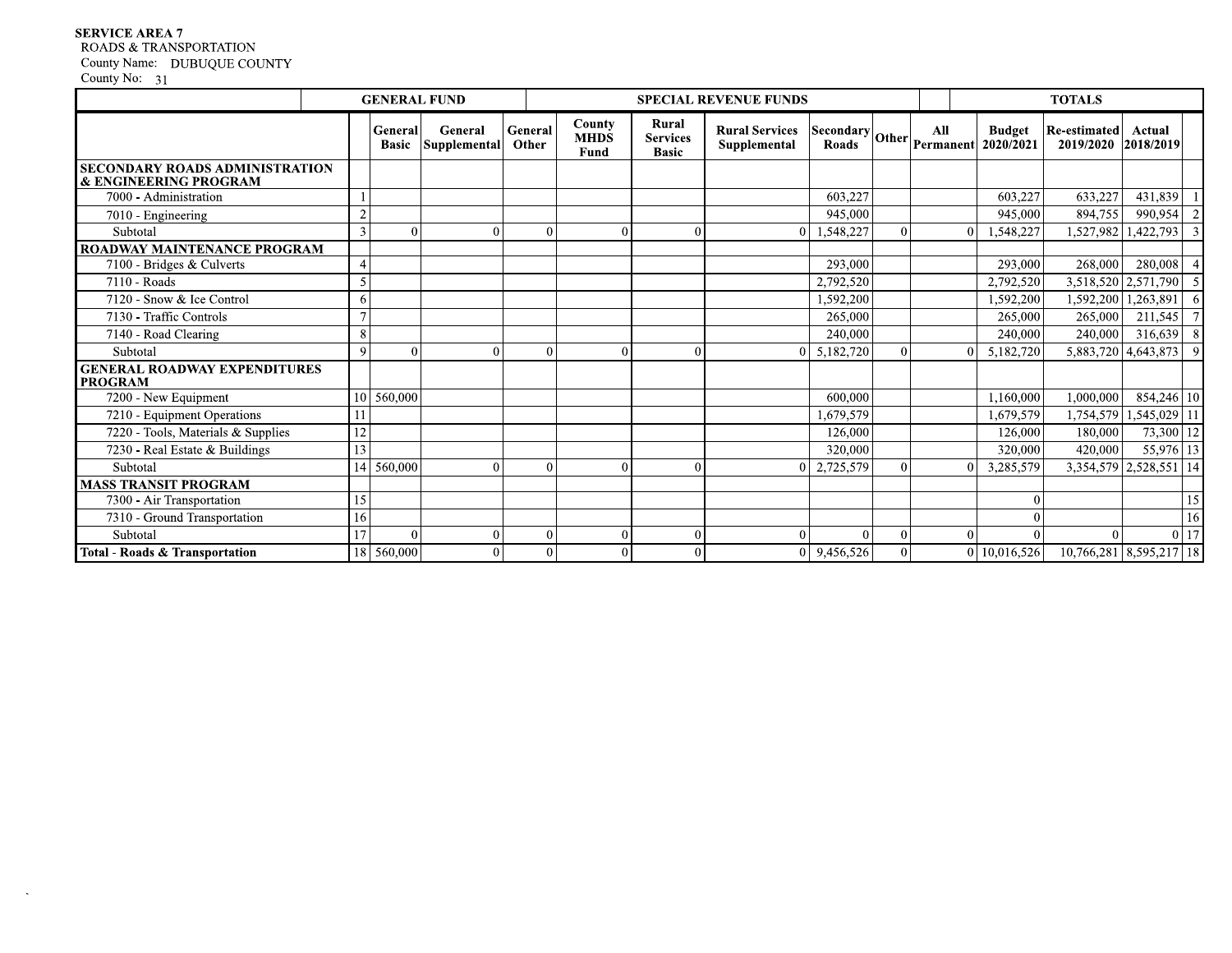**SERVICE AREA 7**
ROADS & TRANSPORTATION
County Name: DUBUQUE COUNTY
County No: 31

| | | GENERAL FUND | | | SPECIAL REVENUE FUNDS | | | | | | TOTALS | | | |
|---|---|---|---|---|---|---|---|---|---|---|---|---|---|---|
| | | General Basic | General Supplemental | General Other | County MHDS Fund | Rural Services Basic | Rural Services Supplemental | Secondary Roads | Other | All Permanent | Budget 2020/2021 | Re-estimated 2019/2020 | Actual 2018/2019 | |
| **SECONDARY ROADS ADMINISTRATION & ENGINEERING PROGRAM** | | | | | | | | | | | | | | |
| 7000 - Administration | 1 | | | | | | | 603,227 | | | 603,227 | 633,227 | 431,839 | 1 |
| 7010 - Engineering | 2 | | | | | | | 945,000 | | | 945,000 | 894,755 | 990,954 | 2 |
| Subtotal | 3 | 0 | 0 | 0 | 0 | 0 | 0 | 1,548,227 | 0 | 0 | 1,548,227 | 1,527,982 | 1,422,793 | 3 |
| **ROADWAY MAINTENANCE PROGRAM** | | | | | | | | | | | | | | |
| 7100 - Bridges & Culverts | 4 | | | | | | | 293,000 | | | 293,000 | 268,000 | 280,008 | 4 |
| 7110 - Roads | 5 | | | | | | | 2,792,520 | | | 2,792,520 | 3,518,520 | 2,571,790 | 5 |
| 7120 - Snow & Ice Control | 6 | | | | | | | 1,592,200 | | | 1,592,200 | 1,592,200 | 1,263,891 | 6 |
| 7130 - Traffic Controls | 7 | | | | | | | 265,000 | | | 265,000 | 265,000 | 211,545 | 7 |
| 7140 - Road Clearing | 8 | | | | | | | 240,000 | | | 240,000 | 240,000 | 316,639 | 8 |
| Subtotal | 9 | 0 | 0 | 0 | 0 | 0 | 0 | 5,182,720 | 0 | 0 | 5,182,720 | 5,883,720 | 4,643,873 | 9 |
| **GENERAL ROADWAY EXPENDITURES PROGRAM** | | | | | | | | | | | | | | |
| 7200 - New Equipment | 10 | 560,000 | | | | | | 600,000 | | | 1,160,000 | 1,000,000 | 854,246 | 10 |
| 7210 - Equipment Operations | 11 | | | | | | | 1,679,579 | | | 1,679,579 | 1,754,579 | 1,545,029 | 11 |
| 7220 - Tools, Materials & Supplies | 12 | | | | | | | 126,000 | | | 126,000 | 180,000 | 73,300 | 12 |
| 7230 - Real Estate & Buildings | 13 | | | | | | | 320,000 | | | 320,000 | 420,000 | 55,976 | 13 |
| Subtotal | 14 | 560,000 | 0 | 0 | 0 | 0 | 0 | 2,725,579 | 0 | 0 | 3,285,579 | 3,354,579 | 2,528,551 | 14 |
| **MASS TRANSIT PROGRAM** | | | | | | | | | | | | | | |
| 7300 - Air Transportation | 15 | | | | | | | | | | 0 | | | 15 |
| 7310 - Ground Transportation | 16 | | | | | | | | | | 0 | | | 16 |
| Subtotal | 17 | 0 | 0 | 0 | 0 | 0 | 0 | 0 | 0 | 0 | 0 | 0 | 0 | 17 |
| **Total - Roads & Transportation** | 18 | 560,000 | 0 | 0 | 0 | 0 | 0 | 9,456,526 | 0 | 0 | 10,016,526 | 10,766,281 | 8,595,217 | 18 |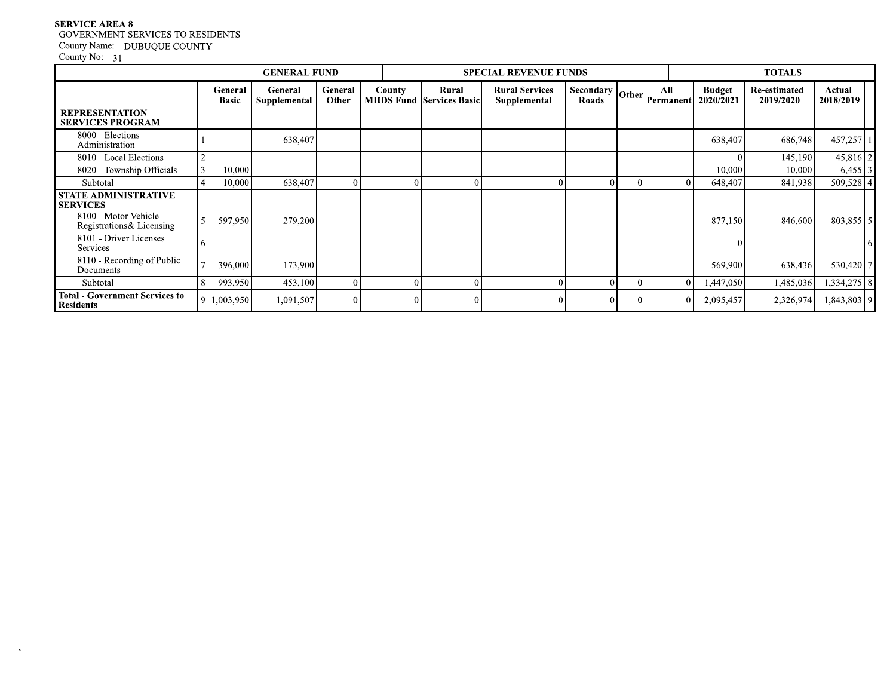**SERVICE AREA 8**
GOVERNMENT SERVICES TO RESIDENTS
County Name: DUBUQUE COUNTY
County No: 31

| | | GENERAL FUND | | | SPECIAL REVENUE FUNDS | | | | | | | TOTALS | | | |
|---|---|---|---|---|---|---|---|---|---|---|---|---|---|---|---|
| | | General Basic | General Supplemental | General Other | County MHDS Fund | Rural Services Basic | Rural Services Supplemental | Secondary Roads | Other | All Permanent | Budget 2020/2021 | Re-estimated 2019/2020 | Actual 2018/2019 | |
| **REPRESENTATION SERVICES PROGRAM** | | | | | | | | | | | | | | |
| 8000 - Elections Administration | 1 | | 638,407 | | | | | | | | 638,407 | 686,748 | 457,257 | 1 |
| 8010 - Local Elections | 2 | | | | | | | | | | 0 | 145,190 | 45,816 | 2 |
| 8020 - Township Officials | 3 | 10,000 | | | | | | | | | 10,000 | 10,000 | 6,455 | 3 |
| Subtotal | 4 | 10,000 | 638,407 | 0 | 0 | 0 | 0 | 0 | 0 | 0 | 648,407 | 841,938 | 509,528 | 4 |
| **STATE ADMINISTRATIVE SERVICES** | | | | | | | | | | | | | | |
| 8100 - Motor Vehicle Registrations& Licensing | 5 | 597,950 | 279,200 | | | | | | | | 877,150 | 846,600 | 803,855 | 5 |
| 8101 - Driver Licenses Services | 6 | | | | | | | | | | 0 | | | 6 |
| 8110 - Recording of Public Documents | 7 | 396,000 | 173,900 | | | | | | | | 569,900 | 638,436 | 530,420 | 7 |
| Subtotal | 8 | 993,950 | 453,100 | 0 | 0 | 0 | 0 | 0 | 0 | 0 | 1,447,050 | 1,485,036 | 1,334,275 | 8 |
| **Total - Government Services to Residents** | 9 | 1,003,950 | 1,091,507 | 0 | 0 | 0 | 0 | 0 | 0 | 0 | 2,095,457 | 2,326,974 | 1,843,803 | 9 |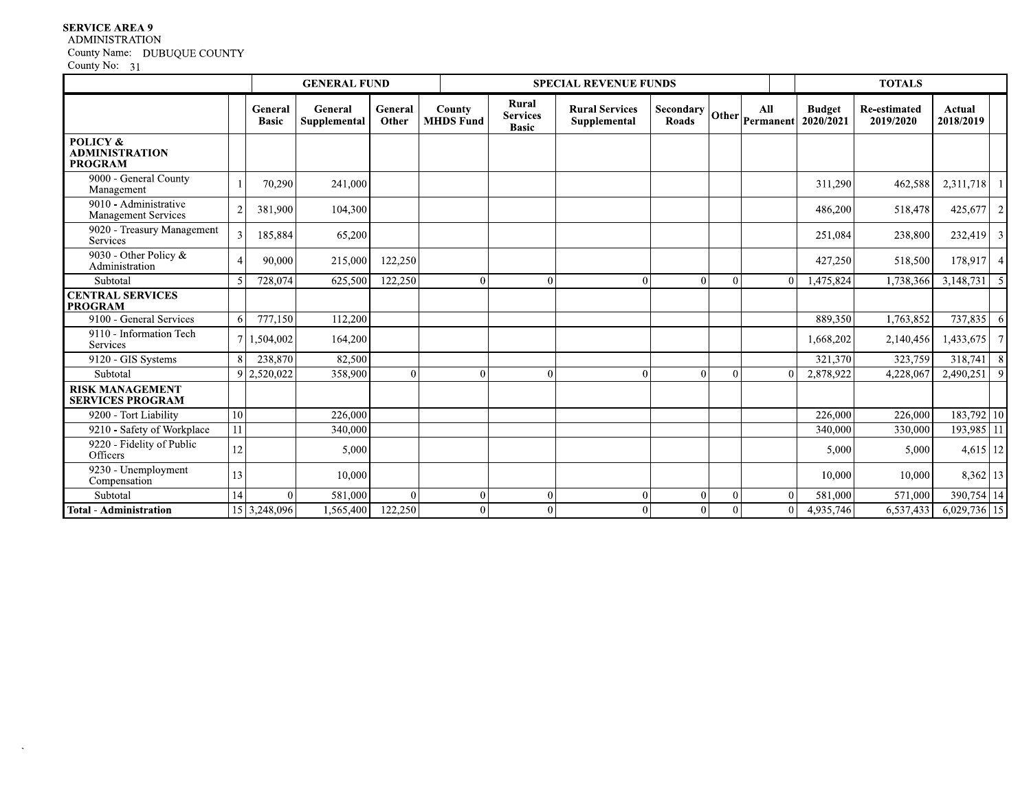**SERVICE AREA 9**
ADMINISTRATION
County Name: DUBUQUE COUNTY
County No: 31

| | | GENERAL FUND | | | SPECIAL REVENUE FUNDS | | | | | | TOTALS | | | |
|---|---|---|---|---|---|---|---|---|---|---|---|---|---|---|
| | | General Basic | General Supplemental | General Other | County MHDS Fund | Rural Services Basic | Rural Services Supplemental | Secondary Roads | Other | All Permanent | Budget 2020/2021 | Re-estimated 2019/2020 | Actual 2018/2019 | |
| **POLICY & ADMINISTRATION PROGRAM** | | | | | | | | | | | | | | |
| 9000 - General County Management | 1 | 70,290 | 241,000 | | | | | | | | 311,290 | 462,588 | 2,311,718 | 1 |
| 9010 - Administrative Management Services | 2 | 381,900 | 104,300 | | | | | | | | 486,200 | 518,478 | 425,677 | 2 |
| 9020 - Treasury Management Services | 3 | 185,884 | 65,200 | | | | | | | | 251,084 | 238,800 | 232,419 | 3 |
| 9030 - Other Policy & Administration | 4 | 90,000 | 215,000 | 122,250 | | | | | | | 427,250 | 518,500 | 178,917 | 4 |
| Subtotal | 5 | 728,074 | 625,500 | 122,250 | 0 | 0 | 0 | 0 | 0 | 0 | 1,475,824 | 1,738,366 | 3,148,731 | 5 |
| **CENTRAL SERVICES PROGRAM** | | | | | | | | | | | | | | |
| 9100 - General Services | 6 | 777,150 | 112,200 | | | | | | | | 889,350 | 1,763,852 | 737,835 | 6 |
| 9110 - Information Tech Services | 7 | 1,504,002 | 164,200 | | | | | | | | 1,668,202 | 2,140,456 | 1,433,675 | 7 |
| 9120 - GIS Systems | 8 | 238,870 | 82,500 | | | | | | | | 321,370 | 323,759 | 318,741 | 8 |
| Subtotal | 9 | 2,520,022 | 358,900 | 0 | 0 | 0 | 0 | 0 | 0 | 0 | 2,878,922 | 4,228,067 | 2,490,251 | 9 |
| **RISK MANAGEMENT SERVICES PROGRAM** | | | | | | | | | | | | | | |
| 9200 - Tort Liability | 10 | | 226,000 | | | | | | | | 226,000 | 226,000 | 183,792 | 10 |
| 9210 - Safety of Workplace | 11 | | 340,000 | | | | | | | | 340,000 | 330,000 | 193,985 | 11 |
| 9220 - Fidelity of Public Officers | 12 | | 5,000 | | | | | | | | 5,000 | 5,000 | 4,615 | 12 |
| 9230 - Unemployment Compensation | 13 | | 10,000 | | | | | | | | 10,000 | 10,000 | 8,362 | 13 |
| Subtotal | 14 | 0 | 581,000 | 0 | 0 | 0 | 0 | 0 | 0 | 0 | 581,000 | 571,000 | 390,754 | 14 |
| **Total - Administration** | 15 | 3,248,096 | 1,565,400 | 122,250 | 0 | 0 | 0 | 0 | 0 | 0 | 4,935,746 | 6,537,433 | 6,029,736 | 15 |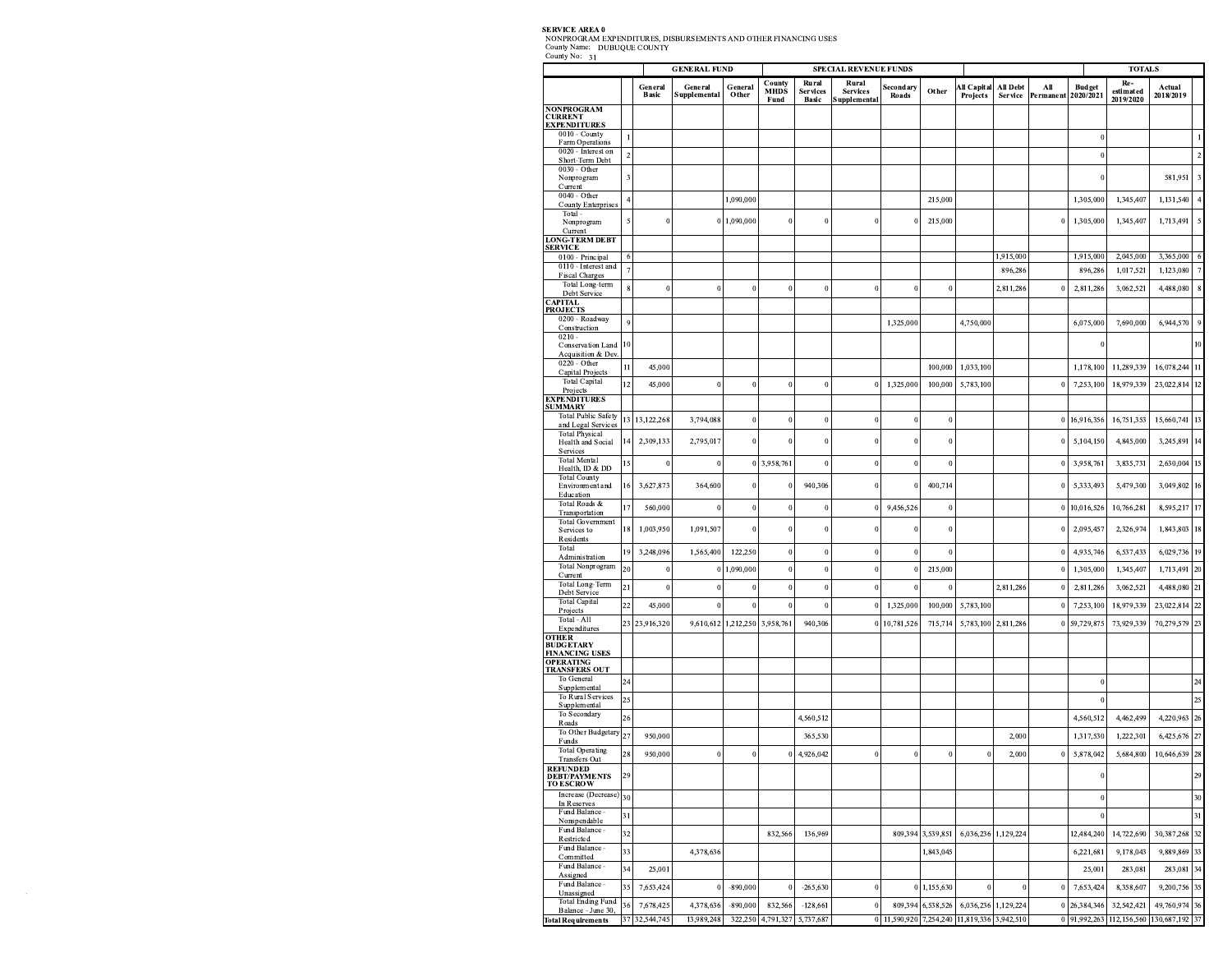**SERVICE AREA 0**
NONPROGRAM EXPENDITURES, DISBURSEMENTS AND OTHER FINANCING USES
County Name: DUBUQUE COUNTY
County No: 31

| | | GENERAL FUND | | | SPECIAL REVENUE FUNDS | | | | | | | | TOTALS | | | |
|---|---|---|---|---|---|---|---|---|---|---|---|---|---|---|---|---|
| | | General Basic | General Supplemental | General Other | County MHDS Fund | Rural Services Basic | Rural Services Supplemental | Secondary Roads | Other | All Capital Projects | All Debt Service | All Permanent | Budget 2020/2021 | Re-estimated 2019/2020 | Actual 2018/2019 | |
| **NONPROGRAM CURRENT EXPENDITURES** | | | | | | | | | | | | | | | | |
| 0010 - County Farm Operations | 1 | | | | | | | | | | | | 0 | | | 1 |
| 0020 - Interest on Short-Term Debt | 2 | | | | | | | | | | | | 0 | | | 2 |
| 0030 - Other Nonprogram Current | 3 | | | | | | | | | | | | 0 | | 581,951 | 3 |
| 0040 - Other County Enterprises | 4 | | | 1,090,000 | | | | | 215,000 | | | | 1,305,000 | 1,345,407 | 1,131,540 | 4 |
| Total - Nonprogram Current | 5 | 0 | 0 | 1,090,000 | 0 | 0 | 0 | 0 | 215,000 | | | 0 | 1,305,000 | 1,345,407 | 1,713,491 | 5 |
| **LONG-TERM DEBT SERVICE** | | | | | | | | | | | | | | | | |
| 0100 - Principal | 6 | | | | | | | | | | 1,915,000 | | 1,915,000 | 2,045,000 | 3,365,000 | 6 |
| 0110 - Interest and Fiscal Charges | 7 | | | | | | | | | | 896,286 | | 896,286 | 1,017,521 | 1,123,080 | 7 |
| Total Long-term Debt Service | 8 | 0 | 0 | 0 | 0 | 0 | 0 | 0 | 0 | | 2,811,286 | 0 | 2,811,286 | 3,062,521 | 4,488,080 | 8 |
| **CAPITAL PROJECTS** | | | | | | | | | | | | | | | | |
| 0200 - Roadway Construction | 9 | | | | | | | 1,325,000 | | 4,750,000 | | | 6,075,000 | 7,690,000 | 6,944,570 | 9 |
| 0210 - Conservation Land Acquisition & Dev. | 10 | | | | | | | | | | | | 0 | | | 10 |
| 0220 - Other Capital Projects | 11 | 45,000 | | | | | | | 100,000 | 1,033,100 | | | 1,178,100 | 11,289,339 | 16,078,244 | 11 |
| Total Capital Projects | 12 | 45,000 | 0 | 0 | 0 | 0 | 0 | 1,325,000 | 100,000 | 5,783,100 | | 0 | 7,253,100 | 18,979,339 | 23,022,814 | 12 |
| **EXPENDITURES SUMMARY** | | | | | | | | | | | | | | | | |
| Total Public Safety and Legal Services | 13 | 13,122,268 | 3,794,088 | 0 | 0 | 0 | 0 | 0 | 0 | | | 0 | 16,916,356 | 16,751,353 | 15,660,741 | 13 |
| Total Physical Health and Social Services | 14 | 2,309,133 | 2,795,017 | 0 | 0 | 0 | 0 | 0 | 0 | | | 0 | 5,104,150 | 4,845,000 | 3,245,891 | 14 |
| Total Mental Health, ID & DD | 15 | 0 | 0 | 0 | 3,958,761 | 0 | 0 | 0 | 0 | | | 0 | 3,958,761 | 3,835,731 | 2,630,004 | 15 |
| Total County Environment and Education | 16 | 3,627,873 | 364,600 | 0 | 0 | 940,306 | 0 | 0 | 400,714 | | | 0 | 5,333,493 | 5,479,300 | 3,049,802 | 16 |
| Total Roads & Transportation | 17 | 560,000 | 0 | 0 | 0 | 0 | 0 | 9,456,526 | 0 | | | 0 | 10,016,526 | 10,766,281 | 8,595,217 | 17 |
| Total Government Services to Residents | 18 | 1,003,950 | 1,091,507 | 0 | 0 | 0 | 0 | 0 | 0 | | | 0 | 2,095,457 | 2,326,974 | 1,843,803 | 18 |
| Total Administration | 19 | 3,248,096 | 1,565,400 | 122,250 | 0 | 0 | 0 | 0 | 0 | | | 0 | 4,935,746 | 6,537,433 | 6,029,736 | 19 |
| Total Nonprogram Current | 20 | 0 | 0 | 1,090,000 | 0 | 0 | 0 | 0 | 215,000 | | | 0 | 1,305,000 | 1,345,407 | 1,713,491 | 20 |
| Total Long-Term Debt Service | 21 | 0 | 0 | 0 | 0 | 0 | 0 | 0 | 0 | | 2,811,286 | 0 | 2,811,286 | 3,062,521 | 4,488,080 | 21 |
| Total Capital Projects | 22 | 45,000 | 0 | 0 | 0 | 0 | 0 | 1,325,000 | 100,000 | 5,783,100 | | 0 | 7,253,100 | 18,979,339 | 23,022,814 | 22 |
| Total - All Expenditures | 23 | 23,916,320 | 9,610,612 | 1,212,250 | 3,958,761 | 940,306 | 0 | 10,781,526 | 715,714 | 5,783,100 | 2,811,286 | 0 | 59,729,875 | 73,929,339 | 70,279,579 | 23 |
| **OTHER BUDGETARY FINANCING USES** | | | | | | | | | | | | | | | | |
| **OPERATING TRANSFERS OUT** | | | | | | | | | | | | | | | | |
| To General Supplemental | 24 | | | | | | | | | | | | 0 | | | 24 |
| To Rural Services Supplemental | 25 | | | | | | | | | | | | 0 | | | 25 |
| To Secondary Roads | 26 | | | | | 4,560,512 | | | | | | | 4,560,512 | 4,462,499 | 4,220,963 | 26 |
| To Other Budgetary Funds | 27 | 950,000 | | | | 365,530 | | | | | 2,000 | | 1,317,530 | 1,222,301 | 6,425,676 | 27 |
| Total Operating Transfers Out | 28 | 950,000 | 0 | 0 | 0 | 4,926,042 | 0 | 0 | 0 | 0 | 2,000 | 0 | 5,878,042 | 5,684,800 | 10,646,639 | 28 |
| **REFUNDED DEBT/PAYMENTS TO ESCROW** | 29 | | | | | | | | | | | | 0 | | | 29 |
| Increase (Decrease) In Reserves | 30 | | | | | | | | | | | | 0 | | | 30 |
| Fund Balance - Nonspendable | 31 | | | | | | | | | | | | 0 | | | 31 |
| Fund Balance - Restricted | 32 | | | | 832,566 | 136,969 | | 809,394 | 3,539,851 | 6,036,236 | 1,129,224 | | 12,484,240 | 14,722,690 | 30,387,268 | 32 |
| Fund Balance - Committed | 33 | | 4,378,636 | | | | | | 1,843,045 | | | | 6,221,681 | 9,178,043 | 9,889,869 | 33 |
| Fund Balance - Assigned | 34 | 25,001 | | | | | | | | | | | 25,001 | 283,081 | 283,081 | 34 |
| Fund Balance - Unassigned | 35 | 7,653,424 | 0 | -890,000 | 0 | -265,630 | 0 | 0 | 1,155,630 | 0 | 0 | 0 | 7,653,424 | 8,358,607 | 9,200,756 | 35 |
| Total Ending Fund Balance - June 30, | 36 | 7,678,425 | 4,378,636 | -890,000 | 832,566 | -128,661 | 0 | 809,394 | 6,538,526 | 6,036,236 | 1,129,224 | 0 | 26,384,346 | 32,542,421 | 49,760,974 | 36 |
| **Total Requirements** | 37 | 32,544,745 | 13,989,248 | 322,250 | 4,791,327 | 5,737,687 | 0 | 11,590,920 | 7,254,240 | 11,819,336 | 3,942,510 | 0 | 91,992,263 | 112,156,560 | 130,687,192 | 37 |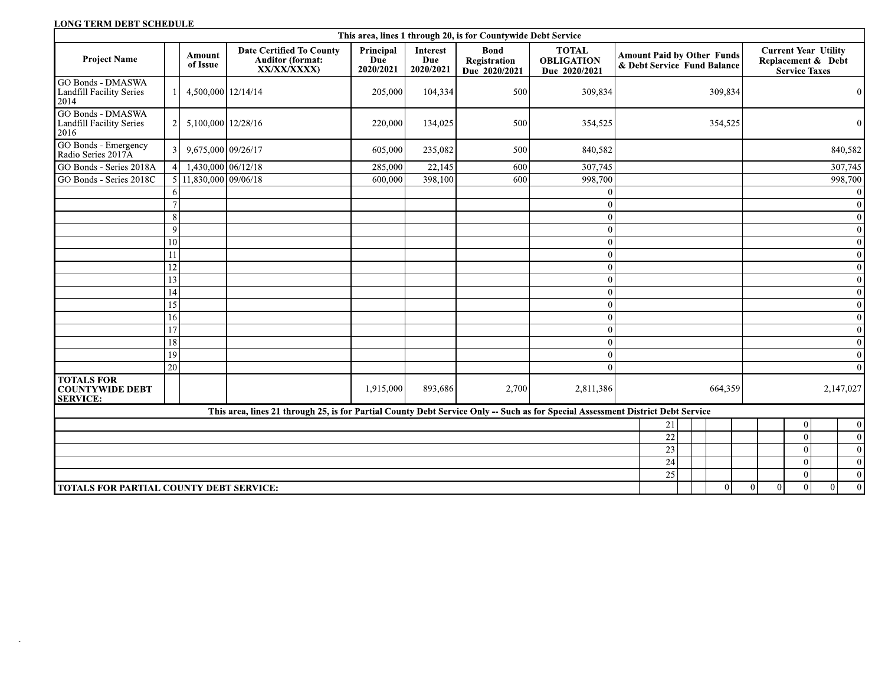**LONG TERM DEBT SCHEDULE**

| Project Name | | Amount of Issue | Date Certified To County Auditor (format: XX/XX/XXXX) | Principal Due 2020/2021 | Interest Due 2020/2021 | Bond Registration Due 2020/2021 | TOTAL OBLIGATION Due 2020/2021 | Amount Paid by Other Funds & Debt Service Fund Balance | Current Year Utility Replacement & Debt Service Taxes |
|---|---|---|---|---|---|---|---|---|---|
| This area, lines 1 through 20, is for Countywide Debt Service | | | | | | | | | |
| GO Bonds - DMASWA Landfill Facility Series 2014 | 1 | 4,500,000 | 12/14/14 | 205,000 | 104,334 | 500 | 309,834 | 309,834 | 0 |
| GO Bonds - DMASWA Landfill Facility Series 2016 | 2 | 5,100,000 | 12/28/16 | 220,000 | 134,025 | 500 | 354,525 | 354,525 | 0 |
| GO Bonds - Emergency Radio Series 2017A | 3 | 9,675,000 | 09/26/17 | 605,000 | 235,082 | 500 | 840,582 | | 840,582 |
| GO Bonds - Series 2018A | 4 | 1,430,000 | 06/12/18 | 285,000 | 22,145 | 600 | 307,745 | | 307,745 |
| GO Bonds - Series 2018C | 5 | 11,830,000 | 09/06/18 | 600,000 | 398,100 | 600 | 998,700 | | 998,700 |
| | 6 | | | | | | 0 | | 0 |
| | 7 | | | | | | 0 | | 0 |
| | 8 | | | | | | 0 | | 0 |
| | 9 | | | | | | 0 | | 0 |
| | 10 | | | | | | 0 | | 0 |
| | 11 | | | | | | 0 | | 0 |
| | 12 | | | | | | 0 | | 0 |
| | 13 | | | | | | 0 | | 0 |
| | 14 | | | | | | 0 | | 0 |
| | 15 | | | | | | 0 | | 0 |
| | 16 | | | | | | 0 | | 0 |
| | 17 | | | | | | 0 | | 0 |
| | 18 | | | | | | 0 | | 0 |
| | 19 | | | | | | 0 | | 0 |
| | 20 | | | | | | 0 | | 0 |
| **TOTALS FOR COUNTYWIDE DEBT SERVICE:** | | | | 1,915,000 | 893,686 | 2,700 | 2,811,386 | 664,359 | 2,147,027 |

**This area, lines 21 through 25, is for Partial County Debt Service Only -- Such as for Special Assessment District Debt Service**

| | | | | | | | | | | |
|---|---|---|---|---|---|---|---|---|---|---|
| | 21 | | | | | | 0 | | 0 |
| | 22 | | | | | | 0 | | 0 |
| | 23 | | | | | | 0 | | 0 |
| | 24 | | | | | | 0 | | 0 |
| | 25 | | | | | | 0 | | 0 |
| **TOTALS FOR PARTIAL COUNTY DEBT SERVICE:** | | | | 0 | 0 | 0 | 0 | 0 | 0 |